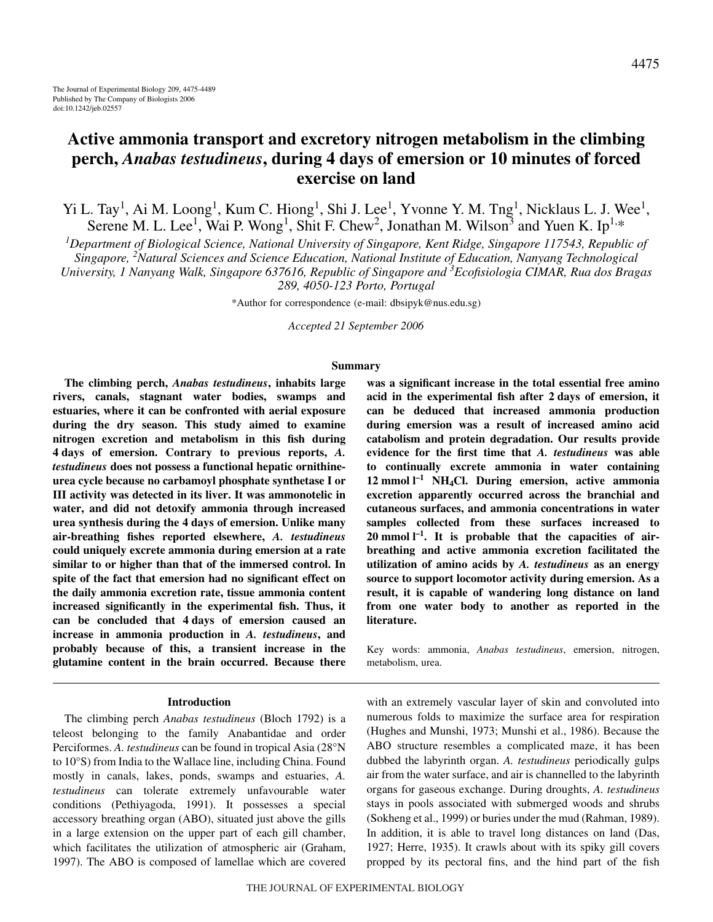The Journal of Experimental Biology 209, 4475-4489
Published by The Company of Biologists 2006
doi:10.1242/jeb.02557

# Active ammonia transport and excretory nitrogen metabolism in the climbing perch, *Anabas testudineus*, during 4 days of emersion or 10 minutes of forced exercise on land

Yi L. Tay[1], Ai M. Loong[1], Kum C. Hiong[1], Shi J. Lee[1], Yvonne Y. M. Tng[1], Nicklaus L. J. Wee[1], Serene M. L. Lee[1], Wai P. Wong[1], Shit F. Chew[2], Jonathan M. Wilson[3] and Yuen K. Ip[1,*]

[1]Department of Biological Science, National University of Singapore, Kent Ridge, Singapore 117543, Republic of Singapore, [2]Natural Sciences and Science Education, National Institute of Education, Nanyang Technological University, 1 Nanyang Walk, Singapore 637616, Republic of Singapore and [3]Ecofisiologia CIMAR, Rua dos Bragas 289, 4050-123 Porto, Portugal

*Author for correspondence (e-mail: dbsipyk@nus.edu.sg)

*Accepted 21 September 2006*

## Summary

**The climbing perch, *Anabas testudineus*, inhabits large rivers, canals, stagnant water bodies, swamps and estuaries, where it can be confronted with aerial exposure during the dry season. This study aimed to examine nitrogen excretion and metabolism in this fish during 4 days of emersion. Contrary to previous reports, *A. testudineus* does not possess a functional hepatic ornithine-urea cycle because no carbamoyl phosphate synthetase I or III activity was detected in its liver. It was ammonotelic in water, and did not detoxify ammonia through increased urea synthesis during the 4 days of emersion. Unlike many air-breathing fishes reported elsewhere, *A. testudineus* could uniquely excrete ammonia during emersion at a rate similar to or higher than that of the immersed control. In spite of the fact that emersion had no significant effect on the daily ammonia excretion rate, tissue ammonia content increased significantly in the experimental fish. Thus, it can be concluded that 4 days of emersion caused an increase in ammonia production in *A. testudineus*, and probably because of this, a transient increase in the glutamine content in the brain occurred. Because there was a significant increase in the total essential free amino acid in the experimental fish after 2 days of emersion, it can be deduced that increased ammonia production during emersion was a result of increased amino acid catabolism and protein degradation. Our results provide evidence for the first time that *A. testudineus* was able to continually excrete ammonia in water containing 12 mmol $l^{-1}$ $NH_4Cl$. During emersion, active ammonia excretion apparently occurred across the branchial and cutaneous surfaces, and ammonia concentrations in water samples collected from these surfaces increased to 20 mmol $l^{-1}$. It is probable that the capacities of air-breathing and active ammonia excretion facilitated the utilization of amino acids by *A. testudineus* as an energy source to support locomotor activity during emersion. As a result, it is capable of wandering long distance on land from one water body to another as reported in the literature.**

Key words: ammonia, *Anabas testudineus*, emersion, nitrogen, metabolism, urea.

## Introduction

The climbing perch *Anabas testudineus* (Bloch 1792) is a teleost belonging to the family Anabantidae and order Perciformes. *A. testudineus* can be found in tropical Asia (28°N to 10°S) from India to the Wallace line, including China. Found mostly in canals, lakes, ponds, swamps and estuaries, *A. testudineus* can tolerate extremely unfavourable water conditions (Pethiyagoda, 1991). It possesses a special accessory breathing organ (ABO), situated just above the gills in a large extension on the upper part of each gill chamber, which facilitates the utilization of atmospheric air (Graham, 1997). The ABO is composed of lamellae which are covered with an extremely vascular layer of skin and convoluted into numerous folds to maximize the surface area for respiration (Hughes and Munshi, 1973; Munshi et al., 1986). Because the ABO structure resembles a complicated maze, it has been dubbed the labyrinth organ. *A. testudineus* periodically gulps air from the water surface, and air is channelled to the labyrinth organs for gaseous exchange. During droughts, *A. testudineus* stays in pools associated with submerged woods and shrubs (Sokheng et al., 1999) or buries under the mud (Rahman, 1989). In addition, it is able to travel long distances on land (Das, 1927; Herre, 1935). It crawls about with its spiky gill covers propped by its pectoral fins, and the hind part of the fish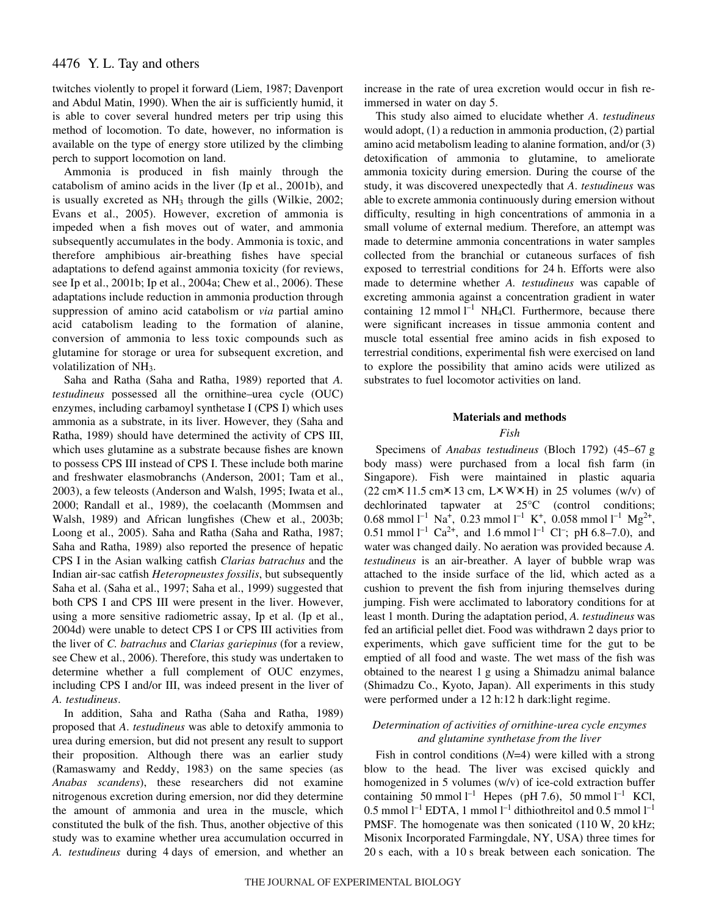twitches violently to propel it forward (Liem, 1987; Davenport and Abdul Matin, 1990). When the air is sufficiently humid, it is able to cover several hundred meters per trip using this method of locomotion. To date, however, no information is available on the type of energy store utilized by the climbing perch to support locomotion on land.

Ammonia is produced in fish mainly through the catabolism of amino acids in the liver (Ip et al., 2001b), and is usually excreted as $NH_3$ through the gills (Wilkie, 2002; Evans et al., 2005). However, excretion of ammonia is impeded when a fish moves out of water, and ammonia subsequently accumulates in the body. Ammonia is toxic, and therefore amphibious air-breathing fishes have special adaptations to defend against ammonia toxicity (for reviews, see Ip et al., 2001b; Ip et al., 2004a; Chew et al., 2006). These adaptations include reduction in ammonia production through suppression of amino acid catabolism or *via* partial amino acid catabolism leading to the formation of alanine, conversion of ammonia to less toxic compounds such as glutamine for storage or urea for subsequent excretion, and volatilization of $NH_3$.

Saha and Ratha (Saha and Ratha, 1989) reported that *A. testudineus* possessed all the ornithine–urea cycle (OUC) enzymes, including carbamoyl synthetase I (CPS I) which uses ammonia as a substrate, in its liver. However, they (Saha and Ratha, 1989) should have determined the activity of CPS III, which uses glutamine as a substrate because fishes are known to possess CPS III instead of CPS I. These include both marine and freshwater elasmobranchs (Anderson, 2001; Tam et al., 2003), a few teleosts (Anderson and Walsh, 1995; Iwata et al., 2000; Randall et al., 1989), the coelacanth (Mommsen and Walsh, 1989) and African lungfishes (Chew et al., 2003b; Loong et al., 2005). Saha and Ratha (Saha and Ratha, 1987; Saha and Ratha, 1989) also reported the presence of hepatic CPS I in the Asian walking catfish *Clarias batrachus* and the Indian air-sac catfish *Heteropneustes fossilis*, but subsequently Saha et al. (Saha et al., 1997; Saha et al., 1999) suggested that both CPS I and CPS III were present in the liver. However, using a more sensitive radiometric assay, Ip et al. (Ip et al., 2004d) were unable to detect CPS I or CPS III activities from the liver of *C. batrachus* and *Clarias gariepinus* (for a review, see Chew et al., 2006). Therefore, this study was undertaken to determine whether a full complement of OUC enzymes, including CPS I and/or III, was indeed present in the liver of *A. testudineus*.

In addition, Saha and Ratha (Saha and Ratha, 1989) proposed that *A. testudineus* was able to detoxify ammonia to urea during emersion, but did not present any result to support their proposition. Although there was an earlier study (Ramaswamy and Reddy, 1983) on the same species (as *Anabas scandens*), these researchers did not examine nitrogenous excretion during emersion, nor did they determine the amount of ammonia and urea in the muscle, which constituted the bulk of the fish. Thus, another objective of this study was to examine whether urea accumulation occurred in *A. testudineus* during 4 days of emersion, and whether an increase in the rate of urea excretion would occur in fish re-immersed in water on day 5.

This study also aimed to elucidate whether *A. testudineus* would adopt, (1) a reduction in ammonia production, (2) partial amino acid metabolism leading to alanine formation, and/or (3) detoxification of ammonia to glutamine, to ameliorate ammonia toxicity during emersion. During the course of the study, it was discovered unexpectedly that *A. testudineus* was able to excrete ammonia continuously during emersion without difficulty, resulting in high concentrations of ammonia in a small volume of external medium. Therefore, an attempt was made to determine ammonia concentrations in water samples collected from the branchial or cutaneous surfaces of fish exposed to terrestrial conditions for 24 h. Efforts were also made to determine whether *A. testudineus* was capable of excreting ammonia against a concentration gradient in water containing 12 mmol $l^{-1}$ $NH_4Cl$. Furthermore, because there were significant increases in tissue ammonia content and muscle total essential free amino acids in fish exposed to terrestrial conditions, experimental fish were exercised on land to explore the possibility that amino acids were utilized as substrates to fuel locomotor activities on land.

## Materials and methods

### Fish

Specimens of *Anabas testudineus* (Bloch 1792) (45–67 g body mass) were purchased from a local fish farm (in Singapore). Fish were maintained in plastic aquaria (22 cm × 11.5 cm × 13 cm, L × W × H) in 25 volumes (w/v) of dechlorinated tapwater at 25°C (control conditions; 0.68 mmol $l^{-1}$ $Na^+$, 0.23 mmol $l^{-1}$ $K^+$, 0.058 mmol $l^{-1}$ $Mg^{2+}$, 0.51 mmol $l^{-1}$ $Ca^{2+}$, and 1.6 mmol $l^{-1}$ $Cl^-$; pH 6.8–7.0), and water was changed daily. No aeration was provided because *A. testudineus* is an air-breather. A layer of bubble wrap was attached to the inside surface of the lid, which acted as a cushion to prevent the fish from injuring themselves during jumping. Fish were acclimated to laboratory conditions for at least 1 month. During the adaptation period, *A. testudineus* was fed an artificial pellet diet. Food was withdrawn 2 days prior to experiments, which gave sufficient time for the gut to be emptied of all food and waste. The wet mass of the fish was obtained to the nearest 1 g using a Shimadzu animal balance (Shimadzu Co., Kyoto, Japan). All experiments in this study were performed under a 12 h:12 h dark:light regime.

### Determination of activities of ornithine-urea cycle enzymes and glutamine synthetase from the liver

Fish in control conditions ($N$=4) were killed with a strong blow to the head. The liver was excised quickly and homogenized in 5 volumes (w/v) of ice-cold extraction buffer containing 50 mmol $l^{-1}$ Hepes (pH 7.6), 50 mmol $l^{-1}$ KCl, 0.5 mmol $l^{-1}$ EDTA, 1 mmol $l^{-1}$ dithiothreitol and 0.5 mmol $l^{-1}$ PMSF. The homogenate was then sonicated (110 W, 20 kHz; Misonix Incorporated Farmingdale, NY, USA) three times for 20 s each, with a 10 s break between each sonication. The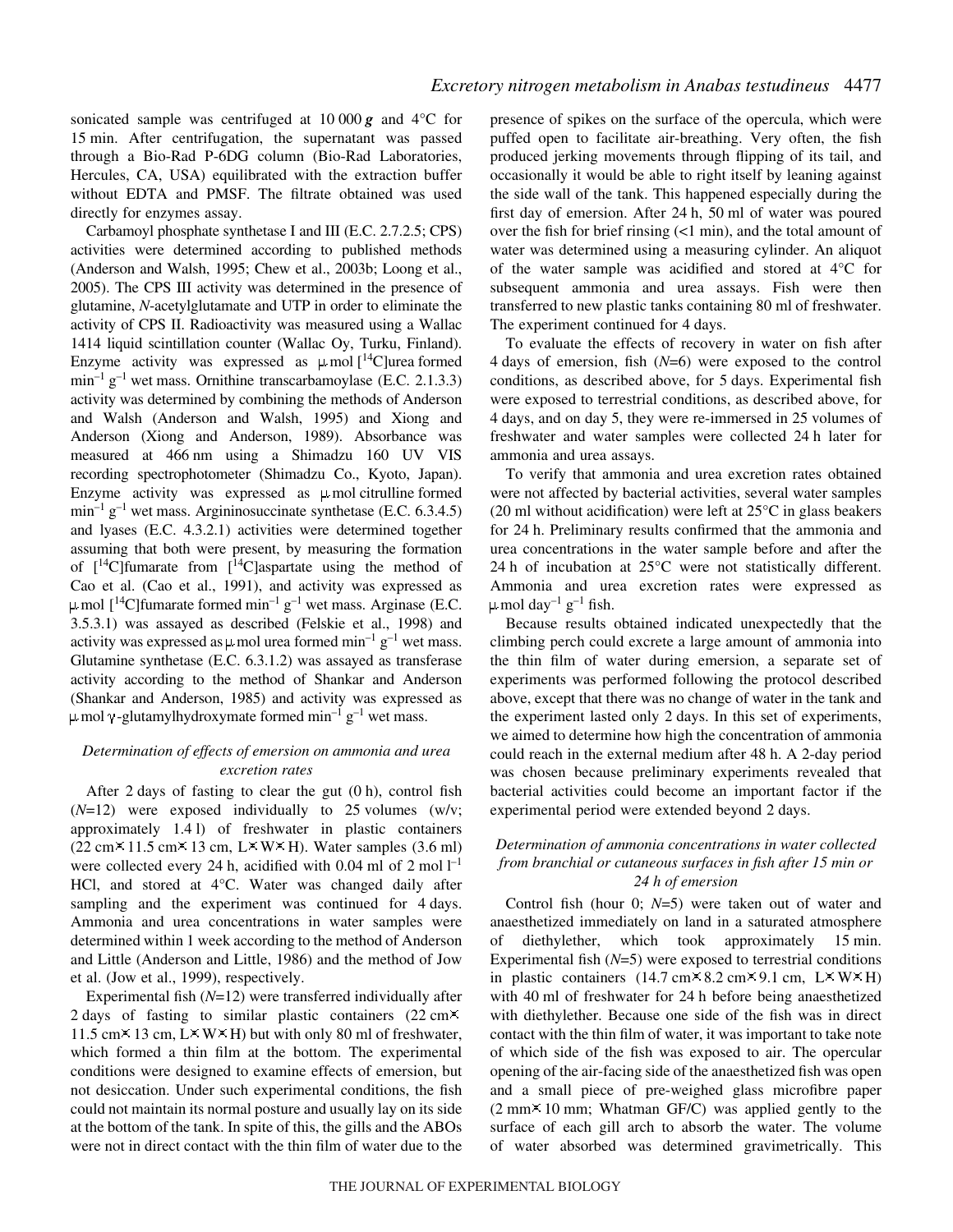sonicated sample was centrifuged at 10 000 ***g*** and 4°C for 15 min. After centrifugation, the supernatant was passed through a Bio-Rad P-6DG column (Bio-Rad Laboratories, Hercules, CA, USA) equilibrated with the extraction buffer without EDTA and PMSF. The filtrate obtained was used directly for enzymes assay.

Carbamoyl phosphate synthetase I and III (E.C. 2.7.2.5; CPS) activities were determined according to published methods (Anderson and Walsh, 1995; Chew et al., 2003b; Loong et al., 2005). The CPS III activity was determined in the presence of glutamine, *N*-acetylglutamate and UTP in order to eliminate the activity of CPS II. Radioactivity was measured using a Wallac 1414 liquid scintillation counter (Wallac Oy, Turku, Finland). Enzyme activity was expressed as $\mu$mol [$^{14}$C]urea formed $\text{min}^{-1}\,\text{g}^{-1}$ wet mass. Ornithine transcarbamoylase (E.C. 2.1.3.3) activity was determined by combining the methods of Anderson and Walsh (Anderson and Walsh, 1995) and Xiong and Anderson (Xiong and Anderson, 1989). Absorbance was measured at 466 nm using a Shimadzu 160 UV VIS recording spectrophotometer (Shimadzu Co., Kyoto, Japan). Enzyme activity was expressed as $\mu$mol citrulline formed $\text{min}^{-1}\,\text{g}^{-1}$ wet mass. Argininosuccinate synthetase (E.C. 6.3.4.5) and lyases (E.C. 4.3.2.1) activities were determined together assuming that both were present, by measuring the formation of [$^{14}$C]fumarate from [$^{14}$C]aspartate using the method of Cao et al. (Cao et al., 1991), and activity was expressed as $\mu$mol [$^{14}$C]fumarate formed $\text{min}^{-1}\,\text{g}^{-1}$ wet mass. Arginase (E.C. 3.5.3.1) was assayed as described (Felskie et al., 1998) and activity was expressed as $\mu$mol urea formed $\text{min}^{-1}\,\text{g}^{-1}$ wet mass. Glutamine synthetase (E.C. 6.3.1.2) was assayed as transferase activity according to the method of Shankar and Anderson (Shankar and Anderson, 1985) and activity was expressed as $\mu$mol $\gamma$-glutamylhydroxymate formed $\text{min}^{-1}\,\text{g}^{-1}$ wet mass.

### *Determination of effects of emersion on ammonia and urea excretion rates*

After 2 days of fasting to clear the gut (0 h), control fish ($N$=12) were exposed individually to 25 volumes (w/v; approximately 1.4 l) of freshwater in plastic containers (22 cm×11.5 cm×13 cm, L×W×H). Water samples (3.6 ml) were collected every 24 h, acidified with 0.04 ml of 2 mol $\text{l}^{-1}$ HCl, and stored at 4°C. Water was changed daily after sampling and the experiment was continued for 4 days. Ammonia and urea concentrations in water samples were determined within 1 week according to the method of Anderson and Little (Anderson and Little, 1986) and the method of Jow et al. (Jow et al., 1999), respectively.

Experimental fish ($N$=12) were transferred individually after 2 days of fasting to similar plastic containers (22 cm×11.5 cm×13 cm, L×W×H) but with only 80 ml of freshwater, which formed a thin film at the bottom. The experimental conditions were designed to examine effects of emersion, but not desiccation. Under such experimental conditions, the fish could not maintain its normal posture and usually lay on its side at the bottom of the tank. In spite of this, the gills and the ABOs were not in direct contact with the thin film of water due to the presence of spikes on the surface of the opercula, which were puffed open to facilitate air-breathing. Very often, the fish produced jerking movements through flipping of its tail, and occasionally it would be able to right itself by leaning against the side wall of the tank. This happened especially during the first day of emersion. After 24 h, 50 ml of water was poured over the fish for brief rinsing (<1 min), and the total amount of water was determined using a measuring cylinder. An aliquot of the water sample was acidified and stored at 4°C for subsequent ammonia and urea assays. Fish were then transferred to new plastic tanks containing 80 ml of freshwater. The experiment continued for 4 days.

To evaluate the effects of recovery in water on fish after 4 days of emersion, fish ($N$=6) were exposed to the control conditions, as described above, for 5 days. Experimental fish were exposed to terrestrial conditions, as described above, for 4 days, and on day 5, they were re-immersed in 25 volumes of freshwater and water samples were collected 24 h later for ammonia and urea assays.

To verify that ammonia and urea excretion rates obtained were not affected by bacterial activities, several water samples (20 ml without acidification) were left at 25°C in glass beakers for 24 h. Preliminary results confirmed that the ammonia and urea concentrations in the water sample before and after the 24 h of incubation at 25°C were not statistically different. Ammonia and urea excretion rates were expressed as $\mu$mol $\text{day}^{-1}\,\text{g}^{-1}$ fish.

Because results obtained indicated unexpectedly that the climbing perch could excrete a large amount of ammonia into the thin film of water during emersion, a separate set of experiments was performed following the protocol described above, except that there was no change of water in the tank and the experiment lasted only 2 days. In this set of experiments, we aimed to determine how high the concentration of ammonia could reach in the external medium after 48 h. A 2-day period was chosen because preliminary experiments revealed that bacterial activities could become an important factor if the experimental period were extended beyond 2 days.

### *Determination of ammonia concentrations in water collected from branchial or cutaneous surfaces in fish after 15 min or 24 h of emersion*

Control fish (hour 0; $N$=5) were taken out of water and anaesthetized immediately on land in a saturated atmosphere of diethylether, which took approximately 15 min. Experimental fish ($N$=5) were exposed to terrestrial conditions in plastic containers (14.7 cm×8.2 cm×9.1 cm, L×W×H) with 40 ml of freshwater for 24 h before being anaesthetized with diethylether. Because one side of the fish was in direct contact with the thin film of water, it was important to take note of which side of the fish was exposed to air. The opercular opening of the air-facing side of the anaesthetized fish was open and a small piece of pre-weighed glass microfibre paper (2 mm×10 mm; Whatman GF/C) was applied gently to the surface of each gill arch to absorb the water. The volume of water absorbed was determined gravimetrically. This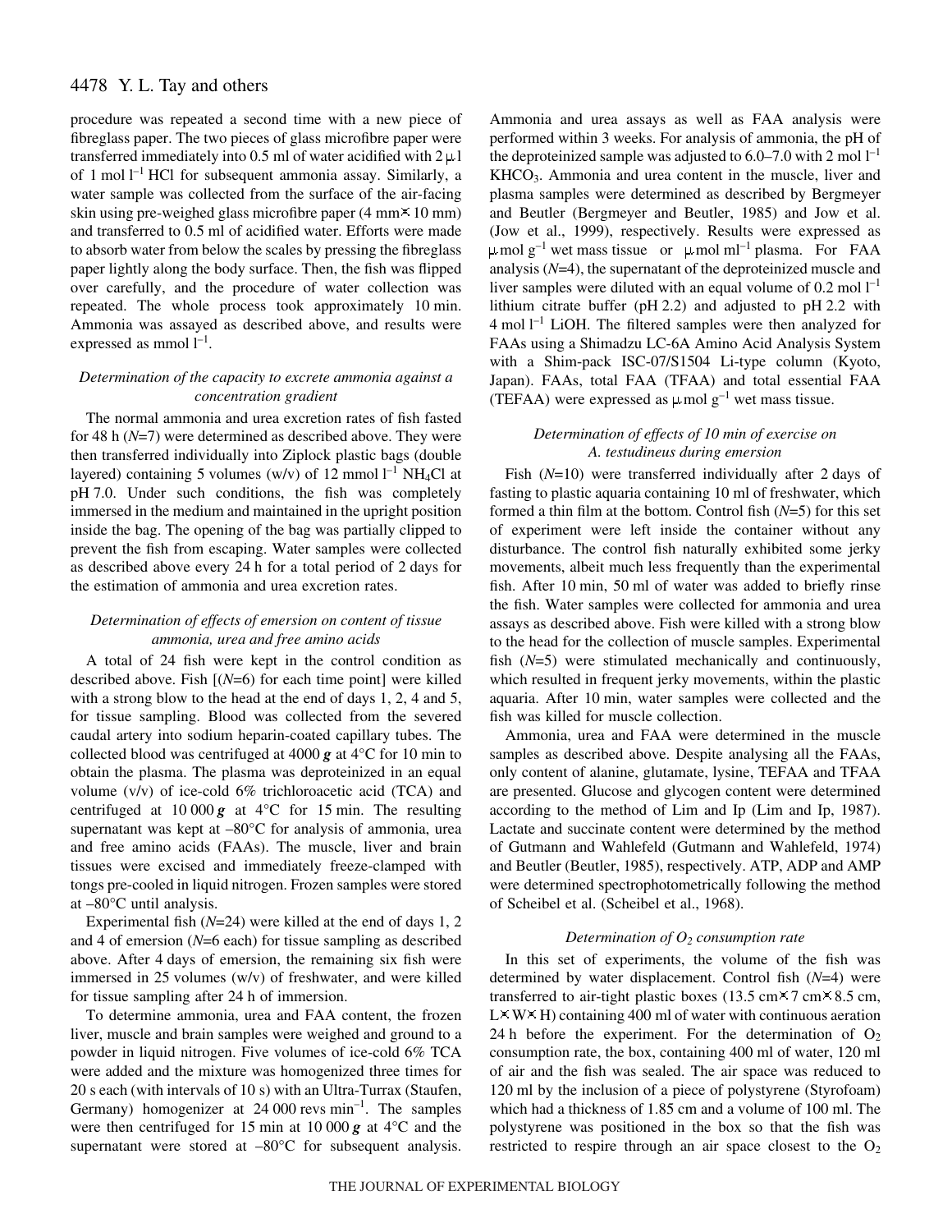procedure was repeated a second time with a new piece of fibreglass paper. The two pieces of glass microfibre paper were transferred immediately into 0.5 ml of water acidified with 2 μl of 1 mol $l^{-1}$ HCl for subsequent ammonia assay. Similarly, a water sample was collected from the surface of the air-facing skin using pre-weighed glass microfibre paper (4 mm × 10 mm) and transferred to 0.5 ml of acidified water. Efforts were made to absorb water from below the scales by pressing the fibreglass paper lightly along the body surface. Then, the fish was flipped over carefully, and the procedure of water collection was repeated. The whole process took approximately 10 min. Ammonia was assayed as described above, and results were expressed as mmol $l^{-1}$.

### *Determination of the capacity to excrete ammonia against a concentration gradient*

The normal ammonia and urea excretion rates of fish fasted for 48 h (*N*=7) were determined as described above. They were then transferred individually into Ziplock plastic bags (double layered) containing 5 volumes (w/v) of 12 mmol $l^{-1}$ $NH_4Cl$ at pH 7.0. Under such conditions, the fish was completely immersed in the medium and maintained in the upright position inside the bag. The opening of the bag was partially clipped to prevent the fish from escaping. Water samples were collected as described above every 24 h for a total period of 2 days for the estimation of ammonia and urea excretion rates.

### *Determination of effects of emersion on content of tissue ammonia, urea and free amino acids*

A total of 24 fish were kept in the control condition as described above. Fish [(*N*=6) for each time point] were killed with a strong blow to the head at the end of days 1, 2, 4 and 5, for tissue sampling. Blood was collected from the severed caudal artery into sodium heparin-coated capillary tubes. The collected blood was centrifuged at 4000 ***g*** at 4°C for 10 min to obtain the plasma. The plasma was deproteinized in an equal volume (v/v) of ice-cold 6% trichloroacetic acid (TCA) and centrifuged at 10 000 ***g*** at 4°C for 15 min. The resulting supernatant was kept at –80°C for analysis of ammonia, urea and free amino acids (FAAs). The muscle, liver and brain tissues were excised and immediately freeze-clamped with tongs pre-cooled in liquid nitrogen. Frozen samples were stored at –80°C until analysis.

Experimental fish (*N*=24) were killed at the end of days 1, 2 and 4 of emersion (*N*=6 each) for tissue sampling as described above. After 4 days of emersion, the remaining six fish were immersed in 25 volumes (w/v) of freshwater, and were killed for tissue sampling after 24 h of immersion.

To determine ammonia, urea and FAA content, the frozen liver, muscle and brain samples were weighed and ground to a powder in liquid nitrogen. Five volumes of ice-cold 6% TCA were added and the mixture was homogenized three times for 20 s each (with intervals of 10 s) with an Ultra-Turrax (Staufen, Germany) homogenizer at 24 000 revs $min^{-1}$. The samples were then centrifuged for 15 min at 10 000 ***g*** at 4°C and the supernatant were stored at –80°C for subsequent analysis. Ammonia and urea assays as well as FAA analysis were performed within 3 weeks. For analysis of ammonia, the pH of the deproteinized sample was adjusted to 6.0–7.0 with 2 mol $l^{-1}$ $KHCO_3$. Ammonia and urea content in the muscle, liver and plasma samples were determined as described by Bergmeyer and Beutler (Bergmeyer and Beutler, 1985) and Jow et al. (Jow et al., 1999), respectively. Results were expressed as μmol $g^{-1}$ wet mass tissue or μmol $ml^{-1}$ plasma. For FAA analysis (*N*=4), the supernatant of the deproteinized muscle and liver samples were diluted with an equal volume of 0.2 mol $l^{-1}$ lithium citrate buffer (pH 2.2) and adjusted to pH 2.2 with 4 mol $l^{-1}$ LiOH. The filtered samples were then analyzed for FAAs using a Shimadzu LC-6A Amino Acid Analysis System with a Shim-pack ISC-07/S1504 Li-type column (Kyoto, Japan). FAAs, total FAA (TFAA) and total essential FAA (TEFAA) were expressed as μmol $g^{-1}$ wet mass tissue.

### *Determination of effects of 10 min of exercise on A. testudineus during emersion*

Fish (*N*=10) were transferred individually after 2 days of fasting to plastic aquaria containing 10 ml of freshwater, which formed a thin film at the bottom. Control fish (*N*=5) for this set of experiment were left inside the container without any disturbance. The control fish naturally exhibited some jerky movements, albeit much less frequently than the experimental fish. After 10 min, 50 ml of water was added to briefly rinse the fish. Water samples were collected for ammonia and urea assays as described above. Fish were killed with a strong blow to the head for the collection of muscle samples. Experimental fish (*N*=5) were stimulated mechanically and continuously, which resulted in frequent jerky movements, within the plastic aquaria. After 10 min, water samples were collected and the fish was killed for muscle collection.

Ammonia, urea and FAA were determined in the muscle samples as described above. Despite analysing all the FAAs, only content of alanine, glutamate, lysine, TEFAA and TFAA are presented. Glucose and glycogen content were determined according to the method of Lim and Ip (Lim and Ip, 1987). Lactate and succinate content were determined by the method of Gutmann and Wahlefeld (Gutmann and Wahlefeld, 1974) and Beutler (Beutler, 1985), respectively. ATP, ADP and AMP were determined spectrophotometrically following the method of Scheibel et al. (Scheibel et al., 1968).

### *Determination of $O_2$ consumption rate*

In this set of experiments, the volume of the fish was determined by water displacement. Control fish (*N*=4) were transferred to air-tight plastic boxes (13.5 cm × 7 cm × 8.5 cm, L × W × H) containing 400 ml of water with continuous aeration 24 h before the experiment. For the determination of $O_2$ consumption rate, the box, containing 400 ml of water, 120 ml of air and the fish was sealed. The air space was reduced to 120 ml by the inclusion of a piece of polystyrene (Styrofoam) which had a thickness of 1.85 cm and a volume of 100 ml. The polystyrene was positioned in the box so that the fish was restricted to respire through an air space closest to the $O_2$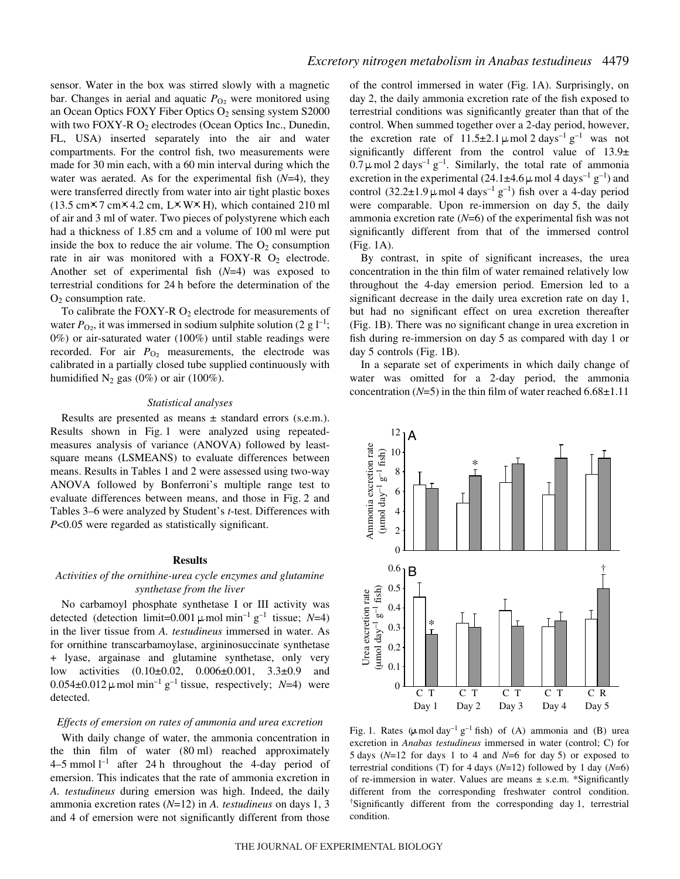sensor. Water in the box was stirred slowly with a magnetic bar. Changes in aerial and aquatic $P_{O_2}$ were monitored using an Ocean Optics FOXY Fiber Optics $O_2$ sensing system S2000 with two FOXY-R $O_2$ electrodes (Ocean Optics Inc., Dunedin, FL, USA) inserted separately into the air and water compartments. For the control fish, two measurements were made for 30 min each, with a 60 min interval during which the water was aerated. As for the experimental fish (*N*=4), they were transferred directly from water into air tight plastic boxes (13.5 cm×7 cm×4.2 cm, L×W×H), which contained 210 ml of air and 3 ml of water. Two pieces of polystyrene which each had a thickness of 1.85 cm and a volume of 100 ml were put inside the box to reduce the air volume. The $O_2$ consumption rate in air was monitored with a FOXY-R $O_2$ electrode. Another set of experimental fish (*N*=4) was exposed to terrestrial conditions for 24 h before the determination of the $O_2$ consumption rate.

To calibrate the FOXY-R $O_2$ electrode for measurements of water $P_{O_2}$, it was immersed in sodium sulphite solution (2 g $l^{-1}$; 0%) or air-saturated water (100%) until stable readings were recorded. For air $P_{O_2}$ measurements, the electrode was calibrated in a partially closed tube supplied continuously with humidified $N_2$ gas (0%) or air (100%).

### *Statistical analyses*

Results are presented as means ± standard errors (s.e.m.). Results shown in Fig. 1 were analyzed using repeated-measures analysis of variance (ANOVA) followed by least-square means (LSMEANS) to evaluate differences between means. Results in Tables 1 and 2 were assessed using two-way ANOVA followed by Bonferroni's multiple range test to evaluate differences between means, and those in Fig. 2 and Tables 3–6 were analyzed by Student's *t*-test. Differences with $P<0.05$ were regarded as statistically significant.

## Results

### *Activities of the ornithine-urea cycle enzymes and glutamine synthetase from the liver*

No carbamoyl phosphate synthetase I or III activity was detected (detection limit=0.001 μmol $min^{-1}$ $g^{-1}$ tissue; *N*=4) in the liver tissue from *A. testudineus* immersed in water. As for ornithine transcarbamoylase, argininosuccinate synthetase + lyase, arginase and glutamine synthetase, only very low activities (0.10±0.02, 0.006±0.001, 3.3±0.9 and 0.054±0.012 μmol $min^{-1}$ $g^{-1}$ tissue, respectively; *N*=4) were detected.

### *Effects of emersion on rates of ammonia and urea excretion*

With daily change of water, the ammonia concentration in the thin film of water (80 ml) reached approximately 4–5 mmol $l^{-1}$ after 24 h throughout the 4-day period of emersion. This indicates that the rate of ammonia excretion in *A. testudineus* during emersion was high. Indeed, the daily ammonia excretion rates (*N*=12) in *A. testudineus* on days 1, 3 and 4 of emersion were not significantly different from those of the control immersed in water (Fig. 1A). Surprisingly, on day 2, the daily ammonia excretion rate of the fish exposed to terrestrial conditions was significantly greater than that of the control. When summed together over a 2-day period, however, the excretion rate of 11.5±2.1 μmol 2 $days^{-1}$ $g^{-1}$ was not significantly different from the control value of 13.9±0.7 μmol 2 $days^{-1}$ $g^{-1}$. Similarly, the total rate of ammonia excretion in the experimental (24.1±4.6 μmol 4 $days^{-1}$ $g^{-1}$) and control (32.2±1.9 μmol 4 $days^{-1}$ $g^{-1}$) fish over a 4-day period were comparable. Upon re-immersion on day 5, the daily ammonia excretion rate (*N*=6) of the experimental fish was not significantly different from that of the immersed control (Fig. 1A).

By contrast, in spite of significant increases, the urea concentration in the thin film of water remained relatively low throughout the 4-day emersion period. Emersion led to a significant decrease in the daily urea excretion rate on day 1, but had no significant effect on urea excretion thereafter (Fig. 1B). There was no significant change in urea excretion in fish during re-immersion on day 5 as compared with day 1 or day 5 controls (Fig. 1B).

In a separate set of experiments in which daily change of water was omitted for a 2-day period, the ammonia concentration (*N*=5) in the thin film of water reached 6.68±1.11

Fig. 1. Rates (μmol $day^{-1}$ $g^{-1}$ fish) of (A) ammonia and (B) urea excretion in *Anabas testudineus* immersed in water (control; C) for 5 days (*N*=12 for days 1 to 4 and *N*=6 for day 5) or exposed to terrestrial conditions (T) for 4 days (*N*=12) followed by 1 day (*N*=6) of re-immersion in water. Values are means ± s.e.m. *Significantly different from the corresponding freshwater control condition. †Significantly different from the corresponding day 1, terrestrial condition.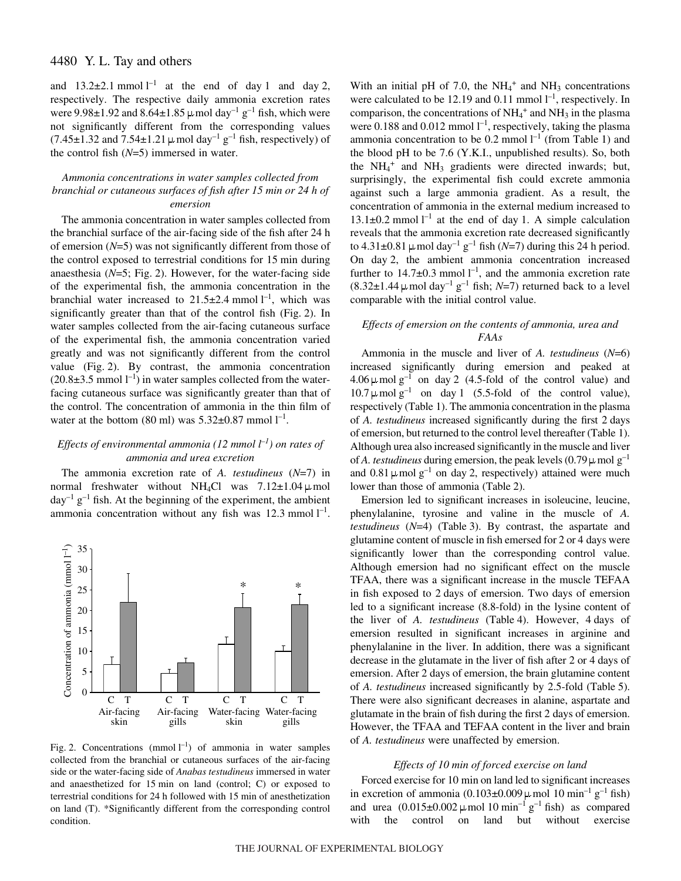and 13.2±2.1 mmol $l^{-1}$ at the end of day 1 and day 2, respectively. The respective daily ammonia excretion rates were 9.98±1.92 and 8.64±1.85 μmol $day^{-1}$ $g^{-1}$ fish, which were not significantly different from the corresponding values (7.45±1.32 and 7.54±1.21 μmol $day^{-1}$ $g^{-1}$ fish, respectively) of the control fish ($N$=5) immersed in water.

### *Ammonia concentrations in water samples collected from branchial or cutaneous surfaces of fish after 15 min or 24 h of emersion*

The ammonia concentration in water samples collected from the branchial surface of the air-facing side of the fish after 24 h of emersion ($N$=5) was not significantly different from those of the control exposed to terrestrial conditions for 15 min during anaesthesia ($N$=5; Fig. 2). However, for the water-facing side of the experimental fish, the ammonia concentration in the branchial water increased to 21.5±2.4 mmol $l^{-1}$, which was significantly greater than that of the control fish (Fig. 2). In water samples collected from the air-facing cutaneous surface of the experimental fish, the ammonia concentration varied greatly and was not significantly different from the control value (Fig. 2). By contrast, the ammonia concentration (20.8±3.5 mmol $l^{-1}$) in water samples collected from the water-facing cutaneous surface was significantly greater than that of the control. The concentration of ammonia in the thin film of water at the bottom (80 ml) was 5.32±0.87 mmol $l^{-1}$.

### *Effects of environmental ammonia (12 mmol $l^{-1}$) on rates of ammonia and urea excretion*

The ammonia excretion rate of *A. testudineus* ($N$=7) in normal freshwater without $NH_4Cl$ was 7.12±1.04 μmol $day^{-1}$ $g^{-1}$ fish. At the beginning of the experiment, the ambient ammonia concentration without any fish was 12.3 mmol $l^{-1}$.

Fig. 2. Concentrations (mmol $l^{-1}$) of ammonia in water samples collected from the branchial or cutaneous surfaces of the air-facing side or the water-facing side of *Anabas testudineus* immersed in water and anaesthetized for 15 min on land (control; C) or exposed to terrestrial conditions for 24 h followed with 15 min of anesthetization on land (T). *Significantly different from the corresponding control condition.

With an initial pH of 7.0, the $NH_4^+$ and $NH_3$ concentrations were calculated to be 12.19 and 0.11 mmol $l^{-1}$, respectively. In comparison, the concentrations of $NH_4^+$ and $NH_3$ in the plasma were 0.188 and 0.012 mmol $l^{-1}$, respectively, taking the plasma ammonia concentration to be 0.2 mmol $l^{-1}$ (from Table 1) and the blood pH to be 7.6 (Y.K.I., unpublished results). So, both the $NH_4^+$ and $NH_3$ gradients were directed inwards; but, surprisingly, the experimental fish could excrete ammonia against such a large ammonia gradient. As a result, the concentration of ammonia in the external medium increased to 13.1±0.2 mmol $l^{-1}$ at the end of day 1. A simple calculation reveals that the ammonia excretion rate decreased significantly to 4.31±0.81 μmol $day^{-1}$ $g^{-1}$ fish ($N$=7) during this 24 h period. On day 2, the ambient ammonia concentration increased further to 14.7±0.3 mmol $l^{-1}$, and the ammonia excretion rate (8.32±1.44 μmol $day^{-1}$ $g^{-1}$ fish; $N$=7) returned back to a level comparable with the initial control value.

### *Effects of emersion on the contents of ammonia, urea and FAAs*

Ammonia in the muscle and liver of *A. testudineus* ($N$=6) increased significantly during emersion and peaked at 4.06 μmol $g^{-1}$ on day 2 (4.5-fold of the control value) and 10.7 μmol $g^{-1}$ on day 1 (5.5-fold of the control value), respectively (Table 1). The ammonia concentration in the plasma of *A. testudineus* increased significantly during the first 2 days of emersion, but returned to the control level thereafter (Table 1). Although urea also increased significantly in the muscle and liver of *A. testudineus* during emersion, the peak levels (0.79 μmol $g^{-1}$ and 0.81 μmol $g^{-1}$ on day 2, respectively) attained were much lower than those of ammonia (Table 2).

Emersion led to significant increases in isoleucine, leucine, phenylalanine, tyrosine and valine in the muscle of *A. testudineus* ($N$=4) (Table 3). By contrast, the aspartate and glutamine content of muscle in fish emersed for 2 or 4 days were significantly lower than the corresponding control value. Although emersion had no significant effect on the muscle TFAA, there was a significant increase in the muscle TEFAA in fish exposed to 2 days of emersion. Two days of emersion led to a significant increase (8.8-fold) in the lysine content of the liver of *A. testudineus* (Table 4). However, 4 days of emersion resulted in significant increases in arginine and phenylalanine in the liver. In addition, there was a significant decrease in the glutamate in the liver of fish after 2 or 4 days of emersion. After 2 days of emersion, the brain glutamine content of *A. testudineus* increased significantly by 2.5-fold (Table 5). There were also significant decreases in alanine, aspartate and glutamate in the brain of fish during the first 2 days of emersion. However, the TFAA and TEFAA content in the liver and brain of *A. testudineus* were unaffected by emersion.

### *Effects of 10 min of forced exercise on land*

Forced exercise for 10 min on land led to significant increases in excretion of ammonia (0.103±0.009 μmol 10 $min^{-1}$ $g^{-1}$ fish) and urea (0.015±0.002 μmol 10 $min^{-1}$ $g^{-1}$ fish) as compared with the control on land but without exercise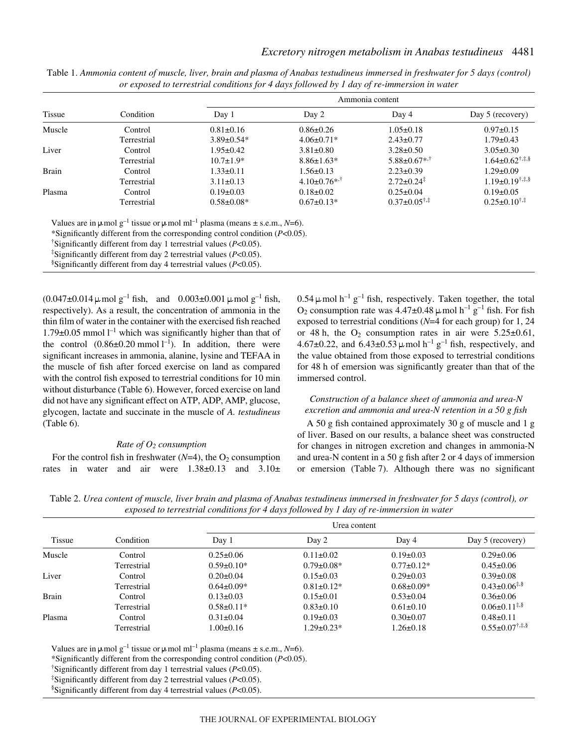Table 1. *Ammonia content of muscle, liver, brain and plasma of Anabas testudineus immersed in freshwater for 5 days (control) or exposed to terrestrial conditions for 4 days followed by 1 day of re-immersion in water*

| Tissue | Condition | Ammonia content | | | |
|---|---|---|---|---|---|
| | | Day 1 | Day 2 | Day 4 | Day 5 (recovery) |
| Muscle | Control | 0.81±0.16 | 0.86±0.26 | 1.05±0.18 | 0.97±0.15 |
| | Terrestrial | 3.89±0.54* | 4.06±0.71* | 2.43±0.77 | 1.79±0.43 |
| Liver | Control | 1.95±0.42 | 3.81±0.80 | 3.28±0.50 | 3.05±0.30 |
| | Terrestrial | 10.7±1.9* | 8.86±1.63* | 5.88±0.67*,† | 1.64±0.62†,‡,§ |
| Brain | Control | 1.33±0.11 | 1.56±0.13 | 2.23±0.39 | 1.29±0.09 |
| | Terrestrial | 3.11±0.13 | 4.10±0.76*,† | 2.72±0.24‡ | 1.19±0.19†,‡,§ |
| Plasma | Control | 0.19±0.03 | 0.18±0.02 | 0.25±0.04 | 0.19±0.05 |
| | Terrestrial | 0.58±0.08* | 0.67±0.13* | 0.37±0.05†,‡ | 0.25±0.10†,‡ |

Values are in μmol $g^{-1}$ tissue or μmol $ml^{-1}$ plasma (means ± s.e.m., $N$=6).
*Significantly different from the corresponding control condition ($P$<0.05).
†Significantly different from day 1 terrestrial values ($P$<0.05).
‡Significantly different from day 2 terrestrial values ($P$<0.05).
§Significantly different from day 4 terrestrial values ($P$<0.05).

(0.047±0.014 μmol $g^{-1}$ fish, and 0.003±0.001 μmol $g^{-1}$ fish, respectively). As a result, the concentration of ammonia in the thin film of water in the container with the exercised fish reached 1.79±0.05 mmol $l^{-1}$ which was significantly higher than that of the control (0.86±0.20 mmol $l^{-1}$). In addition, there were significant increases in ammonia, alanine, lysine and TEFAA in the muscle of fish after forced exercise on land as compared with the control fish exposed to terrestrial conditions for 10 min without disturbance (Table 6). However, forced exercise on land did not have any significant effect on ATP, ADP, AMP, glucose, glycogen, lactate and succinate in the muscle of *A. testudineus* (Table 6).

### *Rate of $O_2$ consumption*

For the control fish in freshwater ($N$=4), the $O_2$ consumption rates in water and air were 1.38±0.13 and 3.10±0.54 μmol $h^{-1}$ $g^{-1}$ fish, respectively. Taken together, the total $O_2$ consumption rate was 4.47±0.48 μmol $h^{-1}$ $g^{-1}$ fish. For fish exposed to terrestrial conditions ($N$=4 for each group) for 1, 24 or 48 h, the $O_2$ consumption rates in air were 5.25±0.61, 4.67±0.22, and 6.43±0.53 μmol $h^{-1}$ $g^{-1}$ fish, respectively, and the value obtained from those exposed to terrestrial conditions for 48 h of emersion was significantly greater than that of the immersed control.

### *Construction of a balance sheet of ammonia and urea-N excretion and ammonia and urea-N retention in a 50 g fish*

A 50 g fish contained approximately 30 g of muscle and 1 g of liver. Based on our results, a balance sheet was constructed for changes in nitrogen excretion and changes in ammonia-N and urea-N content in a 50 g fish after 2 or 4 days of immersion or emersion (Table 7). Although there was no significant

Table 2. *Urea content of muscle, liver brain and plasma of Anabas testudineus immersed in freshwater for 5 days (control), or exposed to terrestrial conditions for 4 days followed by 1 day of re-immersion in water*

| Tissue | Condition | Urea content | | | |
|---|---|---|---|---|---|
| | | Day 1 | Day 2 | Day 4 | Day 5 (recovery) |
| Muscle | Control | 0.25±0.06 | 0.11±0.02 | 0.19±0.03 | 0.29±0.06 |
| | Terrestrial | 0.59±0.10* | 0.79±0.08* | 0.77±0.12* | 0.45±0.06 |
| Liver | Control | 0.20±0.04 | 0.15±0.03 | 0.29±0.03 | 0.39±0.08 |
| | Terrestrial | 0.64±0.09* | 0.81±0.12* | 0.68±0.09* | 0.43±0.06‡,§ |
| Brain | Control | 0.13±0.03 | 0.15±0.01 | 0.53±0.04 | 0.36±0.06 |
| | Terrestrial | 0.58±0.11* | 0.83±0.10 | 0.61±0.10 | 0.06±0.11‡,§ |
| Plasma | Control | 0.31±0.04 | 0.19±0.03 | 0.30±0.07 | 0.48±0.11 |
| | Terrestrial | 1.00±0.16 | 1.29±0.23* | 1.26±0.18 | 0.55±0.07†,‡,§ |

Values are in μmol $g^{-1}$ tissue or μmol $ml^{-1}$ plasma (means ± s.e.m., $N$=6).
*Significantly different from the corresponding control condition ($P$<0.05).
†Significantly different from day 1 terrestrial values ($P$<0.05).
‡Significantly different from day 2 terrestrial values ($P$<0.05).
§Significantly different from day 4 terrestrial values ($P$<0.05).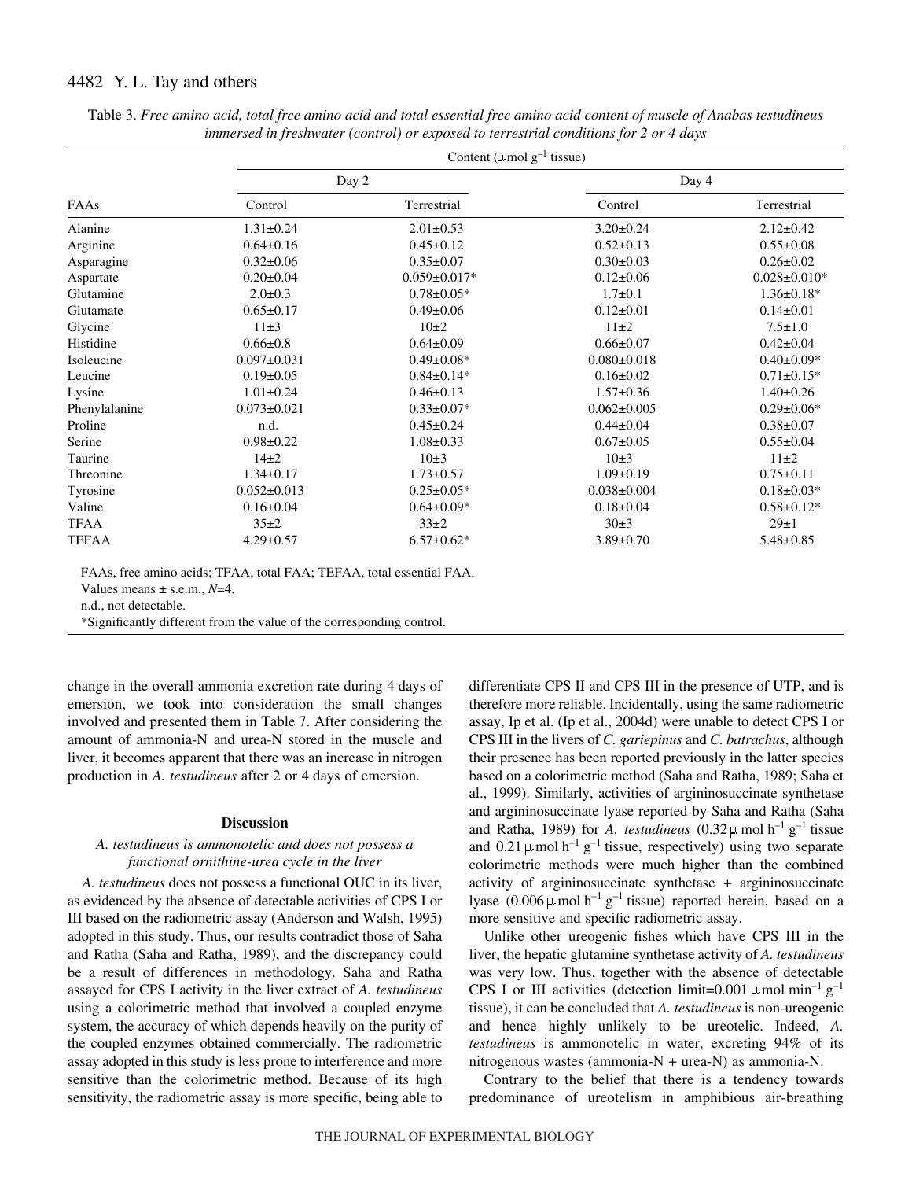Table 3. *Free amino acid, total free amino acid and total essential free amino acid content of muscle of Anabas testudineus immersed in freshwater (control) or exposed to terrestrial conditions for 2 or 4 days*

| | Content (μmol g$^{-1}$ tissue) | | | |
|---|---|---|---|---|
| | Day 2 | | Day 4 | |
| FAAs | Control | Terrestrial | Control | Terrestrial |
| Alanine | 1.31±0.24 | 2.01±0.53 | 3.20±0.24 | 2.12±0.42 |
| Arginine | 0.64±0.16 | 0.45±0.12 | 0.52±0.13 | 0.55±0.08 |
| Asparagine | 0.32±0.06 | 0.35±0.07 | 0.30±0.03 | 0.26±0.02 |
| Aspartate | 0.20±0.04 | 0.059±0.017* | 0.12±0.06 | 0.028±0.010* |
| Glutamine | 2.0±0.3 | 0.78±0.05* | 1.7±0.1 | 1.36±0.18* |
| Glutamate | 0.65±0.17 | 0.49±0.06 | 0.12±0.01 | 0.14±0.01 |
| Glycine | 11±3 | 10±2 | 11±2 | 7.5±1.0 |
| Histidine | 0.66±0.8 | 0.64±0.09 | 0.66±0.07 | 0.42±0.04 |
| Isoleucine | 0.097±0.031 | 0.49±0.08* | 0.080±0.018 | 0.40±0.09* |
| Leucine | 0.19±0.05 | 0.84±0.14* | 0.16±0.02 | 0.71±0.15* |
| Lysine | 1.01±0.24 | 0.46±0.13 | 1.57±0.36 | 1.40±0.26 |
| Phenylalanine | 0.073±0.021 | 0.33±0.07* | 0.062±0.005 | 0.29±0.06* |
| Proline | n.d. | 0.45±0.24 | 0.44±0.04 | 0.38±0.07 |
| Serine | 0.98±0.22 | 1.08±0.33 | 0.67±0.05 | 0.55±0.04 |
| Taurine | 14±2 | 10±3 | 10±3 | 11±2 |
| Threonine | 1.34±0.17 | 1.73±0.57 | 1.09±0.19 | 0.75±0.11 |
| Tyrosine | 0.052±0.013 | 0.25±0.05* | 0.038±0.004 | 0.18±0.03* |
| Valine | 0.16±0.04 | 0.64±0.09* | 0.18±0.04 | 0.58±0.12* |
| TFAA | 35±2 | 33±2 | 30±3 | 29±1 |
| TEFAA | 4.29±0.57 | 6.57±0.62* | 3.89±0.70 | 5.48±0.85 |

FAAs, free amino acids; TFAA, total FAA; TEFAA, total essential FAA.
Values means ± s.e.m., $N$=4.
n.d., not detectable.
*Significantly different from the value of the corresponding control.

change in the overall ammonia excretion rate during 4 days of emersion, we took into consideration the small changes involved and presented them in Table 7. After considering the amount of ammonia-N and urea-N stored in the muscle and liver, it becomes apparent that there was an increase in nitrogen production in *A. testudineus* after 2 or 4 days of emersion.

## Discussion

### *A. testudineus is ammonotelic and does not possess a functional ornithine-urea cycle in the liver*

*A. testudineus* does not possess a functional OUC in its liver, as evidenced by the absence of detectable activities of CPS I or III based on the radiometric assay (Anderson and Walsh, 1995) adopted in this study. Thus, our results contradict those of Saha and Ratha (Saha and Ratha, 1989), and the discrepancy could be a result of differences in methodology. Saha and Ratha assayed for CPS I activity in the liver extract of *A. testudineus* using a colorimetric method that involved a coupled enzyme system, the accuracy of which depends heavily on the purity of the coupled enzymes obtained commercially. The radiometric assay adopted in this study is less prone to interference and more sensitive than the colorimetric method. Because of its high sensitivity, the radiometric assay is more specific, being able to differentiate CPS II and CPS III in the presence of UTP, and is therefore more reliable. Incidentally, using the same radiometric assay, Ip et al. (Ip et al., 2004d) were unable to detect CPS I or CPS III in the livers of *C. gariepinus* and *C. batrachus*, although their presence has been reported previously in the latter species based on a colorimetric method (Saha and Ratha, 1989; Saha et al., 1999). Similarly, activities of argininosuccinate synthetase and argininosuccinate lyase reported by Saha and Ratha (Saha and Ratha, 1989) for *A. testudineus* (0.32 μmol h$^{-1}$ g$^{-1}$ tissue and 0.21 μmol h$^{-1}$ g$^{-1}$ tissue, respectively) using two separate colorimetric methods were much higher than the combined activity of argininosuccinate synthetase + argininosuccinate lyase (0.006 μmol h$^{-1}$ g$^{-1}$ tissue) reported herein, based on a more sensitive and specific radiometric assay.

Unlike other ureogenic fishes which have CPS III in the liver, the hepatic glutamine synthetase activity of *A. testudineus* was very low. Thus, together with the absence of detectable CPS I or III activities (detection limit=0.001 μmol min$^{-1}$ g$^{-1}$ tissue), it can be concluded that *A. testudineus* is non-ureogenic and hence highly unlikely to be ureotelic. Indeed, *A. testudineus* is ammonotelic in water, excreting 94% of its nitrogenous wastes (ammonia-N + urea-N) as ammonia-N.

Contrary to the belief that there is a tendency towards predominance of ureotelism in amphibious air-breathing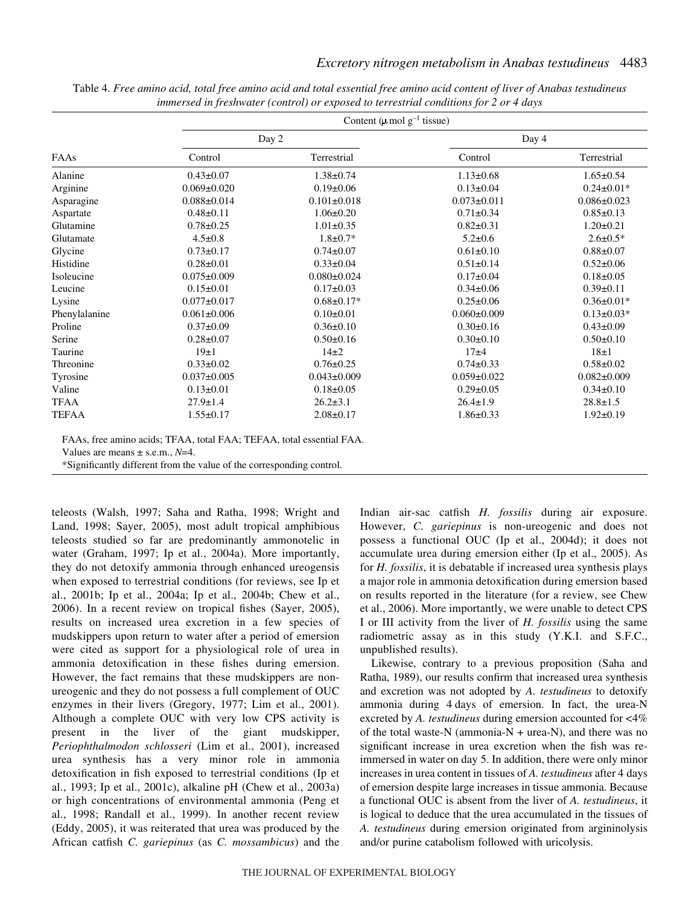Table 4. *Free amino acid, total free amino acid and total essential free amino acid content of liver of Anabas testudineus immersed in freshwater (control) or exposed to terrestrial conditions for 2 or 4 days*

| | Content (μmol g$^{-1}$ tissue) | | | |
|---|---|---|---|---|
| | Day 2 | | Day 4 | |
| FAAs | Control | Terrestrial | Control | Terrestrial |
| Alanine | 0.43±0.07 | 1.38±0.74 | 1.13±0.68 | 1.65±0.54 |
| Arginine | 0.069±0.020 | 0.19±0.06 | 0.13±0.04 | 0.24±0.01* |
| Asparagine | 0.088±0.014 | 0.101±0.018 | 0.073±0.011 | 0.086±0.023 |
| Aspartate | 0.48±0.11 | 1.06±0.20 | 0.71±0.34 | 0.85±0.13 |
| Glutamine | 0.78±0.25 | 1.01±0.35 | 0.82±0.31 | 1.20±0.21 |
| Glutamate | 4.5±0.8 | 1.8±0.7* | 5.2±0.6 | 2.6±0.5* |
| Glycine | 0.73±0.17 | 0.74±0.07 | 0.61±0.10 | 0.88±0.07 |
| Histidine | 0.28±0.01 | 0.33±0.04 | 0.51±0.14 | 0.52±0.06 |
| Isoleucine | 0.075±0.009 | 0.080±0.024 | 0.17±0.04 | 0.18±0.05 |
| Leucine | 0.15±0.01 | 0.17±0.03 | 0.34±0.06 | 0.39±0.11 |
| Lysine | 0.077±0.017 | 0.68±0.17* | 0.25±0.06 | 0.36±0.01* |
| Phenylalanine | 0.061±0.006 | 0.10±0.01 | 0.060±0.009 | 0.13±0.03* |
| Proline | 0.37±0.09 | 0.36±0.10 | 0.30±0.16 | 0.43±0.09 |
| Serine | 0.28±0.07 | 0.50±0.16 | 0.30±0.10 | 0.50±0.10 |
| Taurine | 19±1 | 14±2 | 17±4 | 18±1 |
| Threonine | 0.33±0.02 | 0.76±0.25 | 0.74±0.33 | 0.58±0.02 |
| Tyrosine | 0.037±0.005 | 0.043±0.009 | 0.059±0.022 | 0.082±0.009 |
| Valine | 0.13±0.01 | 0.18±0.05 | 0.29±0.05 | 0.34±0.10 |
| TFAA | 27.9±1.4 | 26.2±3.1 | 26.4±1.9 | 28.8±1.5 |
| TEFAA | 1.55±0.17 | 2.08±0.17 | 1.86±0.33 | 1.92±0.19 |

FAAs, free amino acids; TFAA, total FAA; TEFAA, total essential FAA.
Values are means ± s.e.m., *N*=4.
*Significantly different from the value of the corresponding control.

teleosts (Walsh, 1997; Saha and Ratha, 1998; Wright and Land, 1998; Sayer, 2005), most adult tropical amphibious teleosts studied so far are predominantly ammonotelic in water (Graham, 1997; Ip et al., 2004a). More importantly, they do not detoxify ammonia through enhanced ureogensis when exposed to terrestrial conditions (for reviews, see Ip et al., 2001b; Ip et al., 2004a; Ip et al., 2004b; Chew et al., 2006). In a recent review on tropical fishes (Sayer, 2005), results on increased urea excretion in a few species of mudskippers upon return to water after a period of emersion were cited as support for a physiological role of urea in ammonia detoxification in these fishes during emersion. However, the fact remains that these mudskippers are non-ureogenic and they do not possess a full complement of OUC enzymes in their livers (Gregory, 1977; Lim et al., 2001). Although a complete OUC with very low CPS activity is present in the liver of the giant mudskipper, *Periophthalmodon schlosseri* (Lim et al., 2001), increased urea synthesis has a very minor role in ammonia detoxification in fish exposed to terrestrial conditions (Ip et al., 1993; Ip et al., 2001c), alkaline pH (Chew et al., 2003a) or high concentrations of environmental ammonia (Peng et al., 1998; Randall et al., 1999). In another recent review (Eddy, 2005), it was reiterated that urea was produced by the African catfish *C. gariepinus* (as *C. mossambicus*) and the Indian air-sac catfish *H. fossilis* during air exposure. However, *C. gariepinus* is non-ureogenic and does not possess a functional OUC (Ip et al., 2004d); it does not accumulate urea during emersion either (Ip et al., 2005). As for *H. fossilis*, it is debatable if increased urea synthesis plays a major role in ammonia detoxification during emersion based on results reported in the literature (for a review, see Chew et al., 2006). More importantly, we were unable to detect CPS I or III activity from the liver of *H. fossilis* using the same radiometric assay as in this study (Y.K.I. and S.F.C., unpublished results).

Likewise, contrary to a previous proposition (Saha and Ratha, 1989), our results confirm that increased urea synthesis and excretion was not adopted by *A. testudineus* to detoxify ammonia during 4 days of emersion. In fact, the urea-N excreted by *A. testudineus* during emersion accounted for <4% of the total waste-N (ammonia-N + urea-N), and there was no significant increase in urea excretion when the fish was re-immersed in water on day 5. In addition, there were only minor increases in urea content in tissues of *A. testudineus* after 4 days of emersion despite large increases in tissue ammonia. Because a functional OUC is absent from the liver of *A. testudineus*, it is logical to deduce that the urea accumulated in the tissues of *A. testudineus* during emersion originated from argininolysis and/or purine catabolism followed with uricolysis.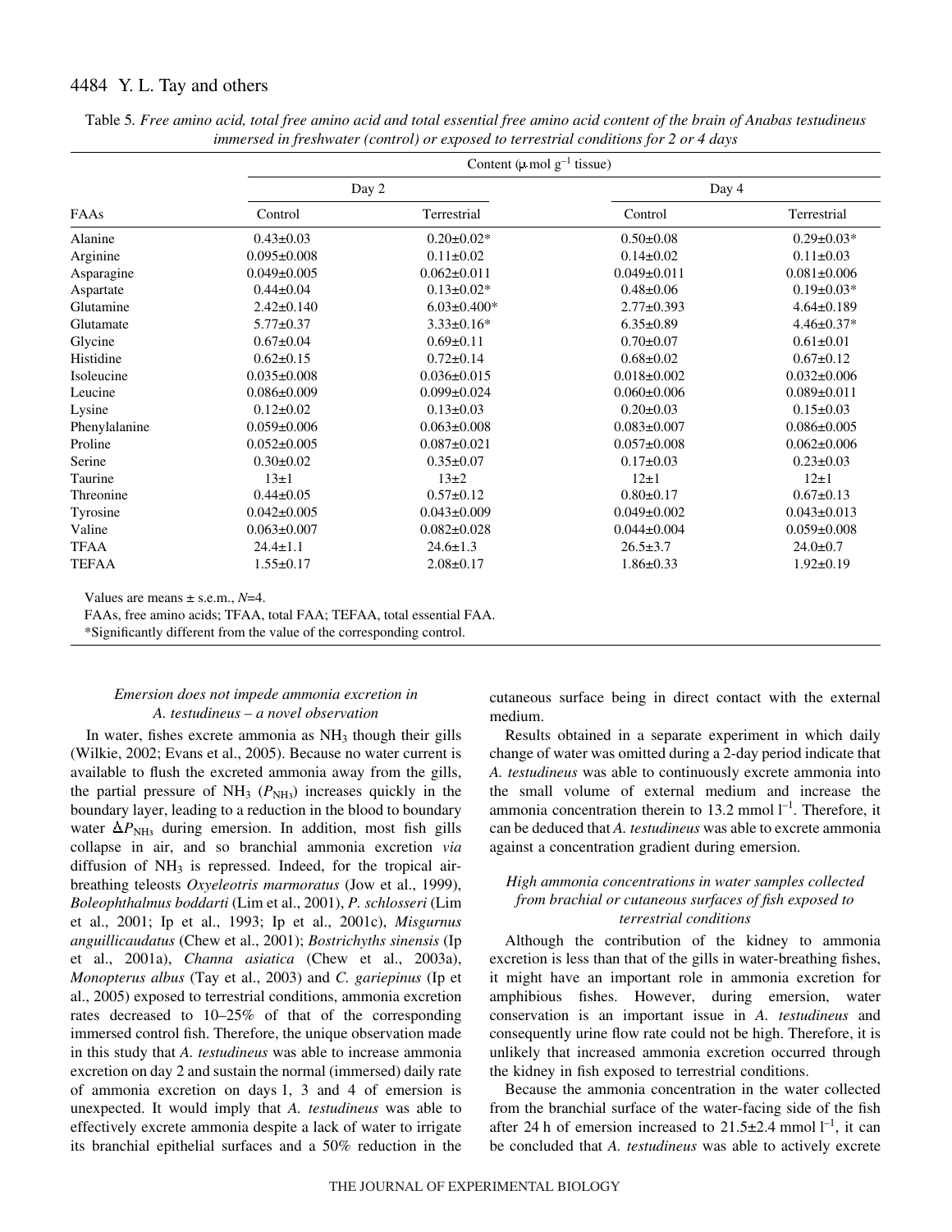Table 5. *Free amino acid, total free amino acid and total essential free amino acid content of the brain of Anabas testudineus immersed in freshwater (control) or exposed to terrestrial conditions for 2 or 4 days*

| | Content (μmol g$^{-1}$ tissue) | | | |
|---|---|---|---|---|
| | Day 2 | | Day 4 | |
| FAAs | Control | Terrestrial | Control | Terrestrial |
| Alanine | 0.43±0.03 | 0.20±0.02* | 0.50±0.08 | 0.29±0.03* |
| Arginine | 0.095±0.008 | 0.11±0.02 | 0.14±0.02 | 0.11±0.03 |
| Asparagine | 0.049±0.005 | 0.062±0.011 | 0.049±0.011 | 0.081±0.006 |
| Aspartate | 0.44±0.04 | 0.13±0.02* | 0.48±0.06 | 0.19±0.03* |
| Glutamine | 2.42±0.140 | 6.03±0.400* | 2.77±0.393 | 4.64±0.189 |
| Glutamate | 5.77±0.37 | 3.33±0.16* | 6.35±0.89 | 4.46±0.37* |
| Glycine | 0.67±0.04 | 0.69±0.11 | 0.70±0.07 | 0.61±0.01 |
| Histidine | 0.62±0.15 | 0.72±0.14 | 0.68±0.02 | 0.67±0.12 |
| Isoleucine | 0.035±0.008 | 0.036±0.015 | 0.018±0.002 | 0.032±0.006 |
| Leucine | 0.086±0.009 | 0.099±0.024 | 0.060±0.006 | 0.089±0.011 |
| Lysine | 0.12±0.02 | 0.13±0.03 | 0.20±0.03 | 0.15±0.03 |
| Phenylalanine | 0.059±0.006 | 0.063±0.008 | 0.083±0.007 | 0.086±0.005 |
| Proline | 0.052±0.005 | 0.087±0.021 | 0.057±0.008 | 0.062±0.006 |
| Serine | 0.30±0.02 | 0.35±0.07 | 0.17±0.03 | 0.23±0.03 |
| Taurine | 13±1 | 13±2 | 12±1 | 12±1 |
| Threonine | 0.44±0.05 | 0.57±0.12 | 0.80±0.17 | 0.67±0.13 |
| Tyrosine | 0.042±0.005 | 0.043±0.009 | 0.049±0.002 | 0.043±0.013 |
| Valine | 0.063±0.007 | 0.082±0.028 | 0.044±0.004 | 0.059±0.008 |
| TFAA | 24.4±1.1 | 24.6±1.3 | 26.5±3.7 | 24.0±0.7 |
| TEFAA | 1.55±0.17 | 2.08±0.17 | 1.86±0.33 | 1.92±0.19 |

Values are means ± s.e.m., $N$=4.

FAAs, free amino acids; TFAA, total FAA; TEFAA, total essential FAA.

*Significantly different from the value of the corresponding control.

### *Emersion does not impede ammonia excretion in A. testudineus – a novel observation*

In water, fishes excrete ammonia as $NH_3$ though their gills (Wilkie, 2002; Evans et al., 2005). Because no water current is available to flush the excreted ammonia away from the gills, the partial pressure of $NH_3$ ($P_{NH_3}$) increases quickly in the boundary layer, leading to a reduction in the blood to boundary water $\Delta P_{NH_3}$ during emersion. In addition, most fish gills collapse in air, and so branchial ammonia excretion *via* diffusion of $NH_3$ is repressed. Indeed, for the tropical air-breathing teleosts *Oxyeleotris marmoratus* (Jow et al., 1999), *Boleophthalmus boddarti* (Lim et al., 2001), *P. schlosseri* (Lim et al., 2001; Ip et al., 1993; Ip et al., 2001c), *Misgurnus anguillicaudatus* (Chew et al., 2001); *Bostrichyths sinensis* (Ip et al., 2001a), *Channa asiatica* (Chew et al., 2003a), *Monopterus albus* (Tay et al., 2003) and *C. gariepinus* (Ip et al., 2005) exposed to terrestrial conditions, ammonia excretion rates decreased to 10–25% of that of the corresponding immersed control fish. Therefore, the unique observation made in this study that *A. testudineus* was able to increase ammonia excretion on day 2 and sustain the normal (immersed) daily rate of ammonia excretion on days 1, 3 and 4 of emersion is unexpected. It would imply that *A. testudineus* was able to effectively excrete ammonia despite a lack of water to irrigate its branchial epithelial surfaces and a 50% reduction in the cutaneous surface being in direct contact with the external medium.

Results obtained in a separate experiment in which daily change of water was omitted during a 2-day period indicate that *A. testudineus* was able to continuously excrete ammonia into the small volume of external medium and increase the ammonia concentration therein to 13.2 mmol l$^{-1}$. Therefore, it can be deduced that *A. testudineus* was able to excrete ammonia against a concentration gradient during emersion.

### *High ammonia concentrations in water samples collected from brachial or cutaneous surfaces of fish exposed to terrestrial conditions*

Although the contribution of the kidney to ammonia excretion is less than that of the gills in water-breathing fishes, it might have an important role in ammonia excretion for amphibious fishes. However, during emersion, water conservation is an important issue in *A. testudineus* and consequently urine flow rate could not be high. Therefore, it is unlikely that increased ammonia excretion occurred through the kidney in fish exposed to terrestrial conditions.

Because the ammonia concentration in the water collected from the branchial surface of the water-facing side of the fish after 24 h of emersion increased to 21.5±2.4 mmol l$^{-1}$, it can be concluded that *A. testudineus* was able to actively excrete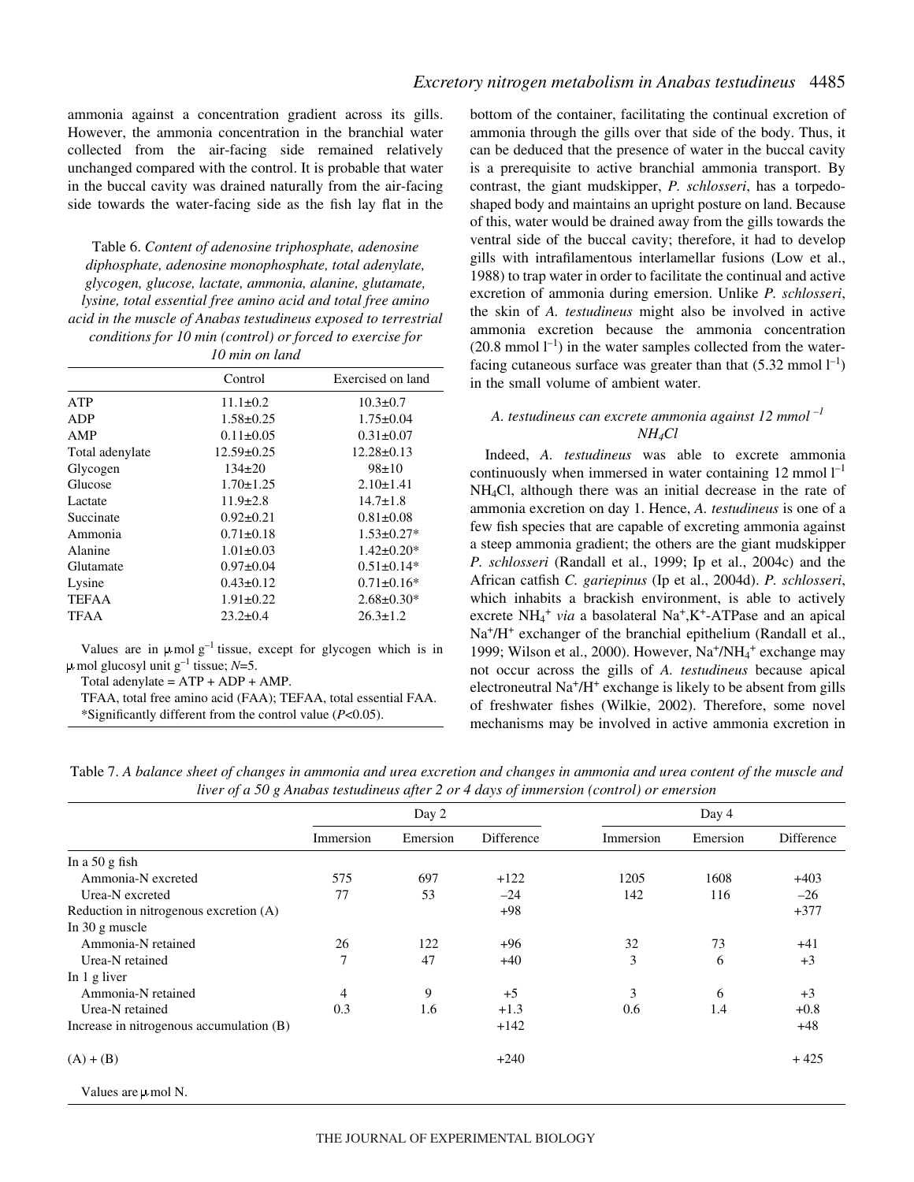ammonia against a concentration gradient across its gills. However, the ammonia concentration in the branchial water collected from the air-facing side remained relatively unchanged compared with the control. It is probable that water in the buccal cavity was drained naturally from the air-facing side towards the water-facing side as the fish lay flat in the bottom of the container, facilitating the continual excretion of ammonia through the gills over that side of the body. Thus, it can be deduced that the presence of water in the buccal cavity is a prerequisite to active branchial ammonia transport. By contrast, the giant mudskipper, *P. schlosseri*, has a torpedo-shaped body and maintains an upright posture on land. Because of this, water would be drained away from the gills towards the ventral side of the buccal cavity; therefore, it had to develop gills with intrafilamentous interlamellar fusions (Low et al., 1988) to trap water in order to facilitate the continual and active excretion of ammonia during emersion. Unlike *P. schlosseri*, the skin of *A. testudineus* might also be involved in active ammonia excretion because the ammonia concentration ($20.8\ mmol\ l^{-1}$) in the water samples collected from the water-facing cutaneous surface was greater than that ($5.32\ mmol\ l^{-1}$) in the small volume of ambient water.

Table 6. *Content of adenosine triphosphate, adenosine diphosphate, adenosine monophosphate, total adenylate, glycogen, glucose, lactate, ammonia, alanine, glutamate, lysine, total essential free amino acid and total free amino acid in the muscle of Anabas testudineus exposed to terrestrial conditions for 10 min (control) or forced to exercise for 10 min on land*

| | Control | Exercised on land |
|---|---|---|
| ATP | 11.1±0.2 | 10.3±0.7 |
| ADP | 1.58±0.25 | 1.75±0.04 |
| AMP | 0.11±0.05 | 0.31±0.07 |
| Total adenylate | 12.59±0.25 | 12.28±0.13 |
| Glycogen | 134±20 | 98±10 |
| Glucose | 1.70±1.25 | 2.10±1.41 |
| Lactate | 11.9±2.8 | 14.7±1.8 |
| Succinate | 0.92±0.21 | 0.81±0.08 |
| Ammonia | 0.71±0.18 | 1.53±0.27* |
| Alanine | 1.01±0.03 | 1.42±0.20* |
| Glutamate | 0.97±0.04 | 0.51±0.14* |
| Lysine | 0.43±0.12 | 0.71±0.16* |
| TEFAA | 1.91±0.22 | 2.68±0.30* |
| TFAA | 23.2±0.4 | 26.3±1.2 |

Values are in $\mu mol\ g^{-1}$ tissue, except for glycogen which is in $\mu mol$ glucosyl unit $g^{-1}$ tissue; $N=5$.

Total adenylate = ATP + ADP + AMP.

TFAA, total free amino acid (FAA); TEFAA, total essential FAA.

*Significantly different from the control value ($P<0.05$).

### *A. testudineus* can excrete ammonia against 12 $mmol^{-1}$ $NH_4Cl$

Indeed, *A. testudineus* was able to excrete ammonia continuously when immersed in water containing $12\ mmol\ l^{-1}$ $NH_4Cl$, although there was an initial decrease in the rate of ammonia excretion on day 1. Hence, *A. testudineus* is one of a few fish species that are capable of excreting ammonia against a steep ammonia gradient; the others are the giant mudskipper *P. schlosseri* (Randall et al., 1999; Ip et al., 2004c) and the African catfish *C. gariepinus* (Ip et al., 2004d). *P. schlosseri*, which inhabits a brackish environment, is able to actively excrete $NH_4^+$ *via* a basolateral $Na^+,K^+$-ATPase and an apical $Na^+/H^+$ exchanger of the branchial epithelium (Randall et al., 1999; Wilson et al., 2000). However, $Na^+/NH_4^+$ exchange may not occur across the gills of *A. testudineus* because apical electroneutral $Na^+/H^+$ exchange is likely to be absent from gills of freshwater fishes (Wilkie, 2002). Therefore, some novel mechanisms may be involved in active ammonia excretion in

Table 7. *A balance sheet of changes in ammonia and urea excretion and changes in ammonia and urea content of the muscle and liver of a 50 g Anabas testudineus after 2 or 4 days of immersion (control) or emersion*

| | Day 2 | | | Day 4 | | |
|---|---|---|---|---|---|---|
| | Immersion | Emersion | Difference | Immersion | Emersion | Difference |
| In a 50 g fish | | | | | | |
| Ammonia-N excreted | 575 | 697 | +122 | 1205 | 1608 | +403 |
| Urea-N excreted | 77 | 53 | –24 | 142 | 116 | –26 |
| Reduction in nitrogenous excretion (A) | | | +98 | | | +377 |
| In 30 g muscle | | | | | | |
| Ammonia-N retained | 26 | 122 | +96 | 32 | 73 | +41 |
| Urea-N retained | 7 | 47 | +40 | 3 | 6 | +3 |
| In 1 g liver | | | | | | |
| Ammonia-N retained | 4 | 9 | +5 | 3 | 6 | +3 |
| Urea-N retained | 0.3 | 1.6 | +1.3 | 0.6 | 1.4 | +0.8 |
| Increase in nitrogenous accumulation (B) | | | +142 | | | +48 |
| (A) + (B) | | | +240 | | | + 425 |

Values are $\mu mol$ N.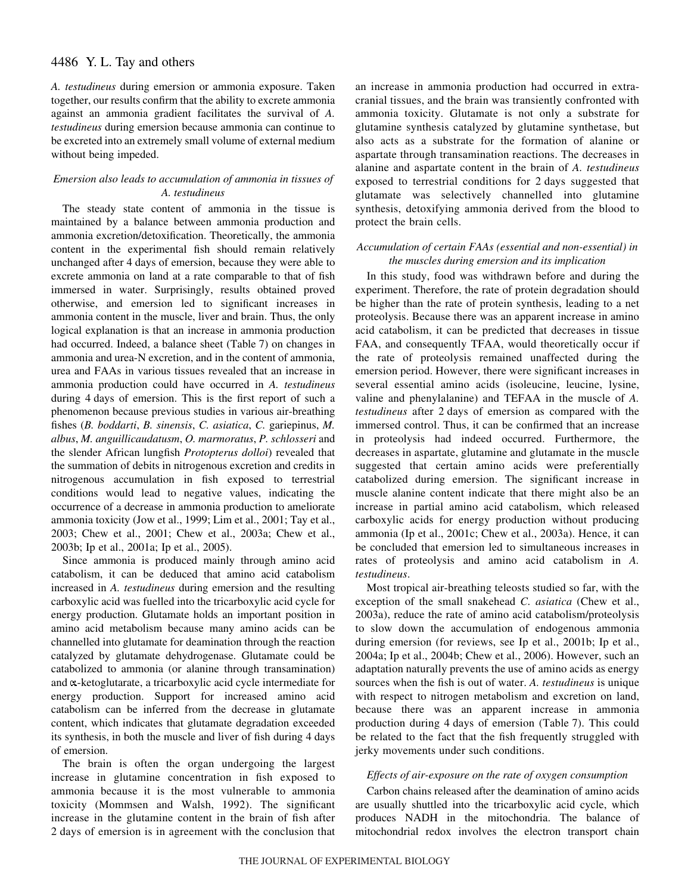*A. testudineus* during emersion or ammonia exposure. Taken together, our results confirm that the ability to excrete ammonia against an ammonia gradient facilitates the survival of *A. testudineus* during emersion because ammonia can continue to be excreted into an extremely small volume of external medium without being impeded.

### *Emersion also leads to accumulation of ammonia in tissues of A. testudineus*

The steady state content of ammonia in the tissue is maintained by a balance between ammonia production and ammonia excretion/detoxification. Theoretically, the ammonia content in the experimental fish should remain relatively unchanged after 4 days of emersion, because they were able to excrete ammonia on land at a rate comparable to that of fish immersed in water. Surprisingly, results obtained proved otherwise, and emersion led to significant increases in ammonia content in the muscle, liver and brain. Thus, the only logical explanation is that an increase in ammonia production had occurred. Indeed, a balance sheet (Table 7) on changes in ammonia and urea-N excretion, and in the content of ammonia, urea and FAAs in various tissues revealed that an increase in ammonia production could have occurred in *A. testudineus* during 4 days of emersion. This is the first report of such a phenomenon because previous studies in various air-breathing fishes (*B. boddarti*, *B. sinensis*, *C. asiatica*, *C.* gariepinus, *M. albus*, *M. anguillicaudatusm*, *O. marmoratus*, *P. schlosseri* and the slender African lungfish *Protopterus dolloi*) revealed that the summation of debits in nitrogenous excretion and credits in nitrogenous accumulation in fish exposed to terrestrial conditions would lead to negative values, indicating the occurrence of a decrease in ammonia production to ameliorate ammonia toxicity (Jow et al., 1999; Lim et al., 2001; Tay et al., 2003; Chew et al., 2001; Chew et al., 2003a; Chew et al., 2003b; Ip et al., 2001a; Ip et al., 2005).

Since ammonia is produced mainly through amino acid catabolism, it can be deduced that amino acid catabolism increased in *A. testudineus* during emersion and the resulting carboxylic acid was fuelled into the tricarboxylic acid cycle for energy production. Glutamate holds an important position in amino acid metabolism because many amino acids can be channelled into glutamate for deamination through the reaction catalyzed by glutamate dehydrogenase. Glutamate could be catabolized to ammonia (or alanine through transamination) and α-ketoglutarate, a tricarboxylic acid cycle intermediate for energy production. Support for increased amino acid catabolism can be inferred from the decrease in glutamate content, which indicates that glutamate degradation exceeded its synthesis, in both the muscle and liver of fish during 4 days of emersion.

The brain is often the organ undergoing the largest increase in glutamine concentration in fish exposed to ammonia because it is the most vulnerable to ammonia toxicity (Mommsen and Walsh, 1992). The significant increase in the glutamine content in the brain of fish after 2 days of emersion is in agreement with the conclusion that an increase in ammonia production had occurred in extra-cranial tissues, and the brain was transiently confronted with ammonia toxicity. Glutamate is not only a substrate for glutamine synthesis catalyzed by glutamine synthetase, but also acts as a substrate for the formation of alanine or aspartate through transamination reactions. The decreases in alanine and aspartate content in the brain of *A. testudineus* exposed to terrestrial conditions for 2 days suggested that glutamate was selectively channelled into glutamine synthesis, detoxifying ammonia derived from the blood to protect the brain cells.

### *Accumulation of certain FAAs (essential and non-essential) in the muscles during emersion and its implication*

In this study, food was withdrawn before and during the experiment. Therefore, the rate of protein degradation should be higher than the rate of protein synthesis, leading to a net proteolysis. Because there was an apparent increase in amino acid catabolism, it can be predicted that decreases in tissue FAA, and consequently TFAA, would theoretically occur if the rate of proteolysis remained unaffected during the emersion period. However, there were significant increases in several essential amino acids (isoleucine, leucine, lysine, valine and phenylalanine) and TEFAA in the muscle of *A. testudineus* after 2 days of emersion as compared with the immersed control. Thus, it can be confirmed that an increase in proteolysis had indeed occurred. Furthermore, the decreases in aspartate, glutamine and glutamate in the muscle suggested that certain amino acids were preferentially catabolized during emersion. The significant increase in muscle alanine content indicate that there might also be an increase in partial amino acid catabolism, which released carboxylic acids for energy production without producing ammonia (Ip et al., 2001c; Chew et al., 2003a). Hence, it can be concluded that emersion led to simultaneous increases in rates of proteolysis and amino acid catabolism in *A. testudineus*.

Most tropical air-breathing teleosts studied so far, with the exception of the small snakehead *C. asiatica* (Chew et al., 2003a), reduce the rate of amino acid catabolism/proteolysis to slow down the accumulation of endogenous ammonia during emersion (for reviews, see Ip et al., 2001b; Ip et al., 2004a; Ip et al., 2004b; Chew et al., 2006). However, such an adaptation naturally prevents the use of amino acids as energy sources when the fish is out of water. *A. testudineus* is unique with respect to nitrogen metabolism and excretion on land, because there was an apparent increase in ammonia production during 4 days of emersion (Table 7). This could be related to the fact that the fish frequently struggled with jerky movements under such conditions.

### *Effects of air-exposure on the rate of oxygen consumption*

Carbon chains released after the deamination of amino acids are usually shuttled into the tricarboxylic acid cycle, which produces NADH in the mitochondria. The balance of mitochondrial redox involves the electron transport chain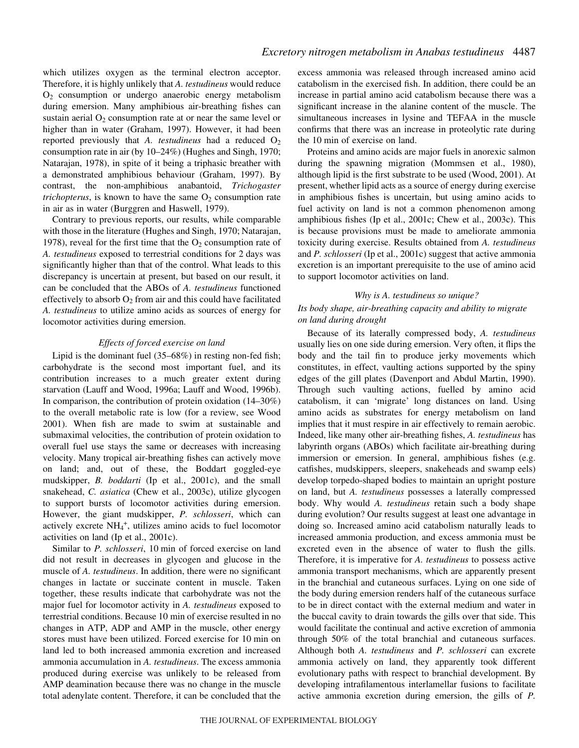which utilizes oxygen as the terminal electron acceptor. Therefore, it is highly unlikely that *A. testudineus* would reduce $O_2$ consumption or undergo anaerobic energy metabolism during emersion. Many amphibious air-breathing fishes can sustain aerial $O_2$ consumption rate at or near the same level or higher than in water (Graham, 1997). However, it had been reported previously that *A. testudineus* had a reduced $O_2$ consumption rate in air (by 10–24%) (Hughes and Singh, 1970; Natarajan, 1978), in spite of it being a triphasic breather with a demonstrated amphibious behaviour (Graham, 1997). By contrast, the non-amphibious anabantoid, *Trichogaster trichopterus*, is known to have the same $O_2$ consumption rate in air as in water (Burggren and Haswell, 1979).

Contrary to previous reports, our results, while comparable with those in the literature (Hughes and Singh, 1970; Natarajan, 1978), reveal for the first time that the $O_2$ consumption rate of *A. testudineus* exposed to terrestrial conditions for 2 days was significantly higher than that of the control. What leads to this discrepancy is uncertain at present, but based on our result, it can be concluded that the ABOs of *A. testudineus* functioned effectively to absorb $O_2$ from air and this could have facilitated *A. testudineus* to utilize amino acids as sources of energy for locomotor activities during emersion.

### *Effects of forced exercise on land*

Lipid is the dominant fuel (35–68%) in resting non-fed fish; carbohydrate is the second most important fuel, and its contribution increases to a much greater extent during starvation (Lauff and Wood, 1996a; Lauff and Wood, 1996b). In comparison, the contribution of protein oxidation (14–30%) to the overall metabolic rate is low (for a review, see Wood 2001). When fish are made to swim at sustainable and submaximal velocities, the contribution of protein oxidation to overall fuel use stays the same or decreases with increasing velocity. Many tropical air-breathing fishes can actively move on land; and, out of these, the Boddart goggled-eye mudskipper, *B. boddarti* (Ip et al., 2001c), and the small snakehead, *C. asiatica* (Chew et al., 2003c), utilize glycogen to support bursts of locomotor activities during emersion. However, the giant mudskipper, *P. schlosseri*, which can actively excrete $NH_4^+$, utilizes amino acids to fuel locomotor activities on land (Ip et al., 2001c).

Similar to *P. schlosseri*, 10 min of forced exercise on land did not result in decreases in glycogen and glucose in the muscle of *A. testudineus*. In addition, there were no significant changes in lactate or succinate content in muscle. Taken together, these results indicate that carbohydrate was not the major fuel for locomotor activity in *A. testudineus* exposed to terrestrial conditions. Because 10 min of exercise resulted in no changes in ATP, ADP and AMP in the muscle, other energy stores must have been utilized. Forced exercise for 10 min on land led to both increased ammonia excretion and increased ammonia accumulation in *A. testudineus*. The excess ammonia produced during exercise was unlikely to be released from AMP deamination because there was no change in the muscle total adenylate content. Therefore, it can be concluded that the excess ammonia was released through increased amino acid catabolism in the exercised fish. In addition, there could be an increase in partial amino acid catabolism because there was a significant increase in the alanine content of the muscle. The simultaneous increases in lysine and TEFAA in the muscle confirms that there was an increase in proteolytic rate during the 10 min of exercise on land.

Proteins and amino acids are major fuels in anorexic salmon during the spawning migration (Mommsen et al., 1980), although lipid is the first substrate to be used (Wood, 2001). At present, whether lipid acts as a source of energy during exercise in amphibious fishes is uncertain, but using amino acids to fuel activity on land is not a common phenomenon among amphibious fishes (Ip et al., 2001c; Chew et al., 2003c). This is because provisions must be made to ameliorate ammonia toxicity during exercise. Results obtained from *A. testudineus* and *P. schlosseri* (Ip et al., 2001c) suggest that active ammonia excretion is an important prerequisite to the use of amino acid to support locomotor activities on land.

### *Why is A. testudineus so unique?*
### *Its body shape, air-breathing capacity and ability to migrate on land during drought*

Because of its laterally compressed body, *A. testudineus* usually lies on one side during emersion. Very often, it flips the body and the tail fin to produce jerky movements which constitutes, in effect, vaulting actions supported by the spiny edges of the gill plates (Davenport and Abdul Martin, 1990). Through such vaulting actions, fuelled by amino acid catabolism, it can 'migrate' long distances on land. Using amino acids as substrates for energy metabolism on land implies that it must respire in air effectively to remain aerobic. Indeed, like many other air-breathing fishes, *A. testudineus* has labyrinth organs (ABOs) which facilitate air-breathing during immersion or emersion. In general, amphibious fishes (e.g. catfishes, mudskippers, sleepers, snakeheads and swamp eels) develop torpedo-shaped bodies to maintain an upright posture on land, but *A. testudineus* possesses a laterally compressed body. Why would *A. testudineus* retain such a body shape during evolution? Our results suggest at least one advantage in doing so. Increased amino acid catabolism naturally leads to increased ammonia production, and excess ammonia must be excreted even in the absence of water to flush the gills. Therefore, it is imperative for *A. testudineus* to possess active ammonia transport mechanisms, which are apparently present in the branchial and cutaneous surfaces. Lying on one side of the body during emersion renders half of the cutaneous surface to be in direct contact with the external medium and water in the buccal cavity to drain towards the gills over that side. This would facilitate the continual and active excretion of ammonia through 50% of the total branchial and cutaneous surfaces. Although both *A. testudineus* and *P. schlosseri* can excrete ammonia actively on land, they apparently took different evolutionary paths with respect to branchial development. By developing intrafilamentous interlamellar fusions to facilitate active ammonia excretion during emersion, the gills of *P.*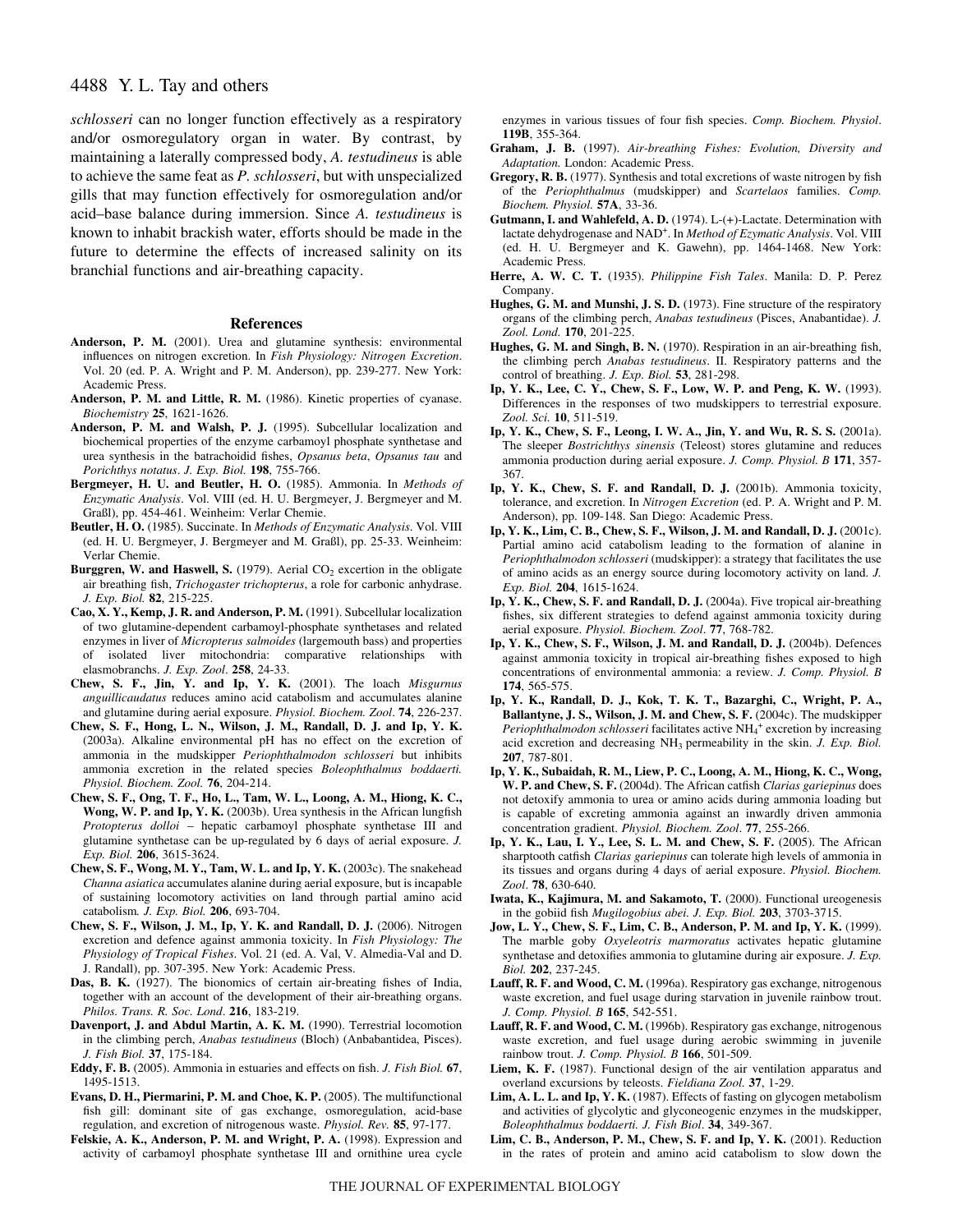*schlosseri* can no longer function effectively as a respiratory and/or osmoregulatory organ in water. By contrast, by maintaining a laterally compressed body, *A. testudineus* is able to achieve the same feat as *P. schlosseri*, but with unspecialized gills that may function effectively for osmoregulation and/or acid–base balance during immersion. Since *A. testudineus* is known to inhabit brackish water, efforts should be made in the future to determine the effects of increased salinity on its branchial functions and air-breathing capacity.

## References

**Anderson, P. M.** (2001). Urea and glutamine synthesis: environmental influences on nitrogen excretion. In *Fish Physiology: Nitrogen Excretion*. Vol. 20 (ed. P. A. Wright and P. M. Anderson), pp. 239-277. New York: Academic Press.

**Anderson, P. M. and Little, R. M.** (1986). Kinetic properties of cyanase. *Biochemistry* **25**, 1621-1626.

**Anderson, P. M. and Walsh, P. J.** (1995). Subcellular localization and biochemical properties of the enzyme carbamoyl phosphate synthetase and urea synthesis in the batrachoidid fishes, *Opsanus beta*, *Opsanus tau* and *Porichthys notatus*. *J. Exp. Biol.* **198**, 755-766.

**Bergmeyer, H. U. and Beutler, H. O.** (1985). Ammonia. In *Methods of Enzymatic Analysis*. Vol. VIII (ed. H. U. Bergmeyer, J. Bergmeyer and M. Graßl), pp. 454-461. Weinheim: Verlar Chemie.

**Beutler, H. O.** (1985). Succinate. In *Methods of Enzymatic Analysis*. Vol. VIII (ed. H. U. Bergmeyer, J. Bergmeyer and M. Graßl), pp. 25-33. Weinheim: Verlar Chemie.

**Burggren, W. and Haswell, S.** (1979). Aerial $CO_2$ excertion in the obligate air breathing fish, *Trichogaster trichopterus*, a role for carbonic anhydrase. *J. Exp. Biol.* **82**, 215-225.

**Cao, X. Y., Kemp, J. R. and Anderson, P. M.** (1991). Subcellular localization of two glutamine-dependent carbamoyl-phosphate synthetases and related enzymes in liver of *Micropterus salmoides* (largemouth bass) and properties of isolated liver mitochondria: comparative relationships with elasmobranchs. *J. Exp. Zool*. **258**, 24-33.

**Chew, S. F., Jin, Y. and Ip, Y. K.** (2001). The loach *Misgurnus anguillicaudatus* reduces amino acid catabolism and accumulates alanine and glutamine during aerial exposure. *Physiol. Biochem. Zool*. **74**, 226-237.

**Chew, S. F., Hong, L. N., Wilson, J. M., Randall, D. J. and Ip, Y. K.** (2003a). Alkaline environmental pH has no effect on the excretion of ammonia in the mudskipper *Periophthalmodon schlosseri* but inhibits ammonia excretion in the related species *Boleophthalmus boddaerti. Physiol. Biochem. Zool.* **76**, 204-214.

**Chew, S. F., Ong, T. F., Ho, L., Tam, W. L., Loong, A. M., Hiong, K. C., Wong, W. P. and Ip, Y. K.** (2003b). Urea synthesis in the African lungfish *Protopterus dolloi* – hepatic carbamoyl phosphate synthetase III and glutamine synthetase can be up-regulated by 6 days of aerial exposure. *J. Exp. Biol.* **206**, 3615-3624.

**Chew, S. F., Wong, M. Y., Tam, W. L. and Ip, Y. K.** (2003c). The snakehead *Channa asiatica* accumulates alanine during aerial exposure, but is incapable of sustaining locomotory activities on land through partial amino acid catabolism*. J. Exp. Biol.* **206**, 693-704.

**Chew, S. F., Wilson, J. M., Ip, Y. K. and Randall, D. J.** (2006). Nitrogen excretion and defence against ammonia toxicity. In *Fish Physiology: The Physiology of Tropical Fishes*. Vol. 21 (ed. A. Val, V. Almedia-Val and D. J. Randall), pp. 307-395. New York: Academic Press.

**Das, B. K.** (1927). The bionomics of certain air-breating fishes of India, together with an account of the development of their air-breathing organs. *Philos. Trans. R. Soc. Lond*. **216**, 183-219.

**Davenport, J. and Abdul Martin, A. K. M.** (1990). Terrestrial locomotion in the climbing perch, *Anabas testudineus* (Bloch) (Anbabantidea, Pisces). *J. Fish Biol.* **37**, 175-184.

**Eddy, F. B.** (2005). Ammonia in estuaries and effects on fish. *J. Fish Biol.* **67**, 1495-1513.

**Evans, D. H., Piermarini, P. M. and Choe, K. P.** (2005). The multifunctional fish gill: dominant site of gas exchange, osmoregulation, acid-base regulation, and excretion of nitrogenous waste. *Physiol. Rev.* **85**, 97-177.

**Felskie, A. K., Anderson, P. M. and Wright, P. A.** (1998). Expression and activity of carbamoyl phosphate synthetase III and ornithine urea cycle enzymes in various tissues of four fish species. *Comp. Biochem. Physiol*. **119B**, 355-364.

**Graham, J. B.** (1997). *Air-breathing Fishes: Evolution, Diversity and Adaptation.* London: Academic Press.

**Gregory, R. B.** (1977). Synthesis and total excretions of waste nitrogen by fish of the *Periophthalmus* (mudskipper) and *Scartelaos* families. *Comp. Biochem. Physiol.* **57A**, 33-36.

**Gutmann, I. and Wahlefeld, A. D.** (1974). L-(+)-Lactate. Determination with lactate dehydrogenase and $NAD^+$. In *Method of Ezymatic Analysis*. Vol. VIII (ed. H. U. Bergmeyer and K. Gawehn), pp. 1464-1468. New York: Academic Press.

**Herre, A. W. C. T.** (1935). *Philippine Fish Tales*. Manila: D. P. Perez Company.

**Hughes, G. M. and Munshi, J. S. D.** (1973). Fine structure of the respiratory organs of the climbing perch, *Anabas testudineus* (Pisces, Anabantidae). *J. Zool. Lond*. **170**, 201-225.

**Hughes, G. M. and Singh, B. N.** (1970). Respiration in an air-breathing fish, the climbing perch *Anabas testudineus*. II. Respiratory patterns and the control of breathing. *J. Exp. Biol.* **53**, 281-298.

**Ip, Y. K., Lee, C. Y., Chew, S. F., Low, W. P. and Peng, K. W.** (1993). Differences in the responses of two mudskippers to terrestrial exposure. *Zool. Sci.* **10**, 511-519.

**Ip, Y. K., Chew, S. F., Leong, I. W. A., Jin, Y. and Wu, R. S. S.** (2001a). The sleeper *Bostrichthys sinensis* (Teleost) stores glutamine and reduces ammonia production during aerial exposure. *J. Comp. Physiol. B* **171**, 357-367.

**Ip, Y. K., Chew, S. F. and Randall, D. J.** (2001b). Ammonia toxicity, tolerance, and excretion. In *Nitrogen Excretion* (ed. P. A. Wright and P. M. Anderson), pp. 109-148. San Diego: Academic Press.

**Ip, Y. K., Lim, C. B., Chew, S. F., Wilson, J. M. and Randall, D. J.** (2001c). Partial amino acid catabolism leading to the formation of alanine in *Periophthalmodon schlosseri* (mudskipper): a strategy that facilitates the use of amino acids as an energy source during locomotory activity on land. *J. Exp. Biol.* **204**, 1615-1624.

**Ip, Y. K., Chew, S. F. and Randall, D. J.** (2004a). Five tropical air-breathing fishes, six different strategies to defend against ammonia toxicity during aerial exposure. *Physiol. Biochem. Zool*. **77**, 768-782.

**Ip, Y. K., Chew, S. F., Wilson, J. M. and Randall, D. J.** (2004b). Defences against ammonia toxicity in tropical air-breathing fishes exposed to high concentrations of environmental ammonia: a review. *J. Comp. Physiol. B* **174**, 565-575.

**Ip, Y. K., Randall, D. J., Kok, T. K. T., Bazarghi, C., Wright, P. A., Ballantyne, J. S., Wilson, J. M. and Chew, S. F.** (2004c). The mudskipper *Periophthalmodon schlosseri* facilitates active $NH_4^+$ excretion by increasing acid excretion and decreasing $NH_3$ permeability in the skin. *J. Exp. Biol.* **207**, 787-801.

**Ip, Y. K., Subaidah, R. M., Liew, P. C., Loong, A. M., Hiong, K. C., Wong, W. P. and Chew, S. F.** (2004d). The African catfish *Clarias gariepinus* does not detoxify ammonia to urea or amino acids during ammonia loading but is capable of excreting ammonia against an inwardly driven ammonia concentration gradient. *Physiol. Biochem. Zool*. **77**, 255-266.

**Ip, Y. K., Lau, I. Y., Lee, S. L. M. and Chew, S. F.** (2005). The African sharptooth catfish *Clarias gariepinus* can tolerate high levels of ammonia in its tissues and organs during 4 days of aerial exposure. *Physiol. Biochem. Zool*. **78**, 630-640.

**Iwata, K., Kajimura, M. and Sakamoto, T.** (2000). Functional ureogenesis in the gobiid fish *Mugilogobius abei. J. Exp. Biol.* **203**, 3703-3715.

**Jow, L. Y., Chew, S. F., Lim, C. B., Anderson, P. M. and Ip, Y. K.** (1999). The marble goby *Oxyeleotris marmoratus* activates hepatic glutamine synthetase and detoxifies ammonia to glutamine during air exposure. *J. Exp. Biol.* **202**, 237-245.

**Lauff, R. F. and Wood, C. M.** (1996a). Respiratory gas exchange, nitrogenous waste excretion, and fuel usage during starvation in juvenile rainbow trout. *J. Comp. Physiol. B* **165**, 542-551.

**Lauff, R. F. and Wood, C. M.** (1996b). Respiratory gas exchange, nitrogenous waste excretion, and fuel usage during aerobic swimming in juvenile rainbow trout. *J. Comp. Physiol. B* **166**, 501-509.

**Liem, K. F.** (1987). Functional design of the air ventilation apparatus and overland excursions by teleosts. *Fieldiana Zool.* **37**, 1-29.

**Lim, A. L. L. and Ip, Y. K.** (1987). Effects of fasting on glycogen metabolism and activities of glycolytic and glyconeogenic enzymes in the mudskipper, *Boleophthalmus boddaerti. J. Fish Biol*. **34**, 349-367.

**Lim, C. B., Anderson, P. M., Chew, S. F. and Ip, Y. K.** (2001). Reduction in the rates of protein and amino acid catabolism to slow down the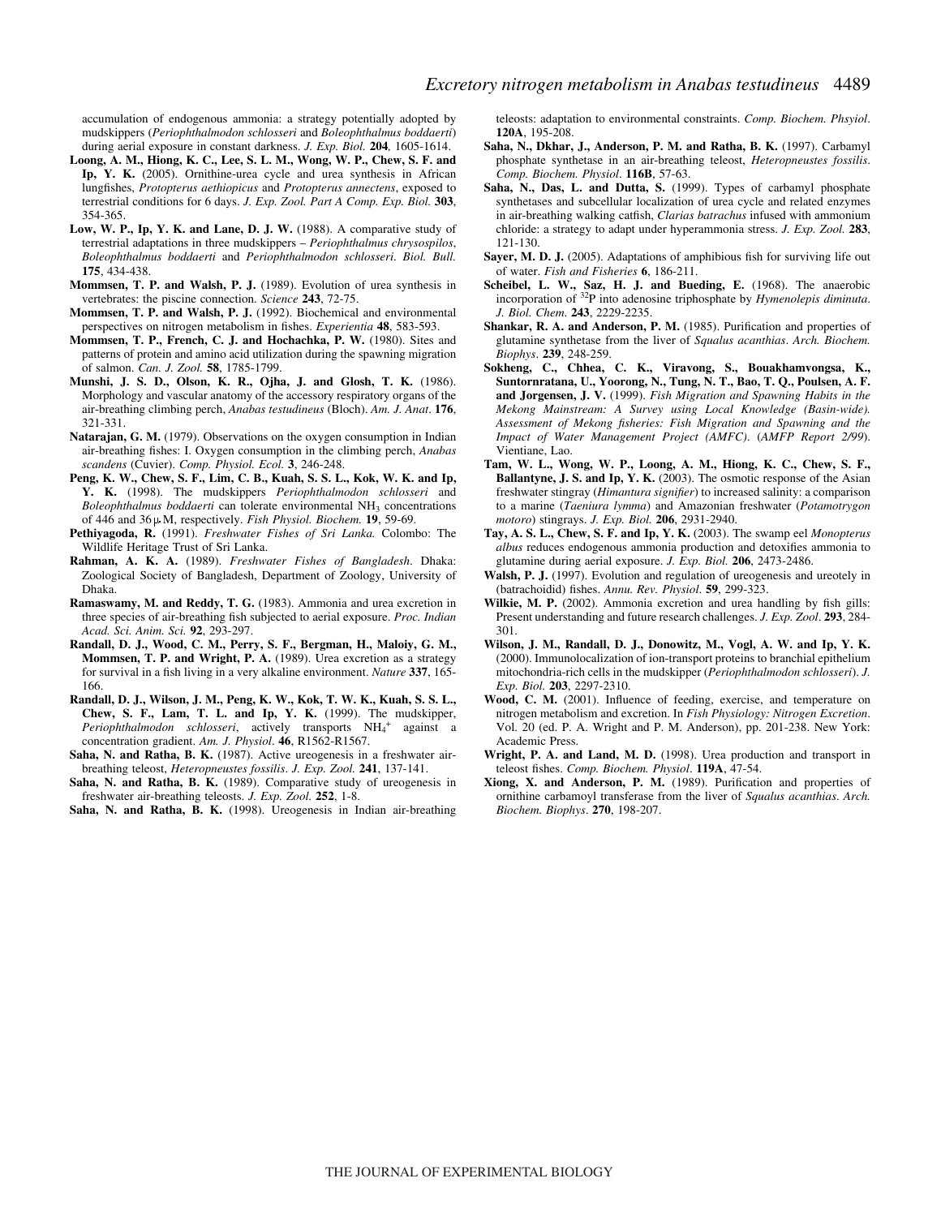accumulation of endogenous ammonia: a strategy potentially adopted by mudskippers (*Periophthalmodon schlosseri* and *Boleophthalmus boddaerti*) during aerial exposure in constant darkness. *J. Exp. Biol.* **204**, 1605-1614.

**Loong, A. M., Hiong, K. C., Lee, S. L. M., Wong, W. P., Chew, S. F. and Ip, Y. K.** (2005). Ornithine-urea cycle and urea synthesis in African lungfishes, *Protopterus aethiopicus* and *Protopterus annectens*, exposed to terrestrial conditions for 6 days. *J. Exp. Zool. Part A Comp. Exp. Biol.* **303**, 354-365.

**Low, W. P., Ip, Y. K. and Lane, D. J. W.** (1988). A comparative study of terrestrial adaptations in three mudskippers – *Periophthalmus chrysospilos*, *Boleophthalmus boddaerti* and *Periophthalmodon schlosseri*. *Biol. Bull.* **175**, 434-438.

**Mommsen, T. P. and Walsh, P. J.** (1989). Evolution of urea synthesis in vertebrates: the piscine connection. *Science* **243**, 72-75.

**Mommsen, T. P. and Walsh, P. J.** (1992). Biochemical and environmental perspectives on nitrogen metabolism in fishes. *Experientia* **48**, 583-593.

**Mommsen, T. P., French, C. J. and Hochachka, P. W.** (1980). Sites and patterns of protein and amino acid utilization during the spawning migration of salmon. *Can. J. Zool.* **58**, 1785-1799.

**Munshi, J. S. D., Olson, K. R., Ojha, J. and Glosh, T. K.** (1986). Morphology and vascular anatomy of the accessory respiratory organs of the air-breathing climbing perch, *Anabas testudineus* (Bloch). *Am. J. Anat*. **176**, 321-331.

**Natarajan, G. M.** (1979). Observations on the oxygen consumption in Indian air-breathing fishes: I. Oxygen consumption in the climbing perch, *Anabas scandens* (Cuvier). *Comp. Physiol. Ecol.* **3**, 246-248.

**Peng, K. W., Chew, S. F., Lim, C. B., Kuah, S. S. L., Kok, W. K. and Ip, Y. K.** (1998). The mudskippers *Periophthalmodon schlosseri* and *Boleophthalmus boddaerti* can tolerate environmental $NH_3$ concentrations of 446 and 36 μM, respectively. *Fish Physiol. Biochem.* **19**, 59-69.

**Pethiyagoda, R.** (1991). *Freshwater Fishes of Sri Lanka.* Colombo: The Wildlife Heritage Trust of Sri Lanka.

**Rahman, A. K. A.** (1989). *Freshwater Fishes of Bangladesh*. Dhaka: Zoological Society of Bangladesh, Department of Zoology, University of Dhaka.

**Ramaswamy, M. and Reddy, T. G.** (1983). Ammonia and urea excretion in three species of air-breathing fish subjected to aerial exposure. *Proc. Indian Acad. Sci. Anim. Sci.* **92**, 293-297.

**Randall, D. J., Wood, C. M., Perry, S. F., Bergman, H., Maloiy, G. M., Mommsen, T. P. and Wright, P. A.** (1989). Urea excretion as a strategy for survival in a fish living in a very alkaline environment. *Nature* **337**, 165-166.

**Randall, D. J., Wilson, J. M., Peng, K. W., Kok, T. W. K., Kuah, S. S. L., Chew, S. F., Lam, T. L. and Ip, Y. K.** (1999). The mudskipper, *Periophthalmodon schlosseri*, actively transports $NH_4^+$ against a concentration gradient. *Am. J. Physiol*. **46**, R1562-R1567.

**Saha, N. and Ratha, B. K.** (1987). Active ureogenesis in a freshwater air-breathing teleost, *Heteropneustes fossilis*. *J. Exp. Zool.* **241**, 137-141.

**Saha, N. and Ratha, B. K.** (1989). Comparative study of ureogenesis in freshwater air-breathing teleosts. *J. Exp. Zool.* **252**, 1-8.

**Saha, N. and Ratha, B. K.** (1998). Ureogenesis in Indian air-breathing teleosts: adaptation to environmental constraints. *Comp. Biochem. Phsyiol*. **120A**, 195-208.

**Saha, N., Dkhar, J., Anderson, P. M. and Ratha, B. K.** (1997). Carbamyl phosphate synthetase in an air-breathing teleost, *Heteropneustes fossilis*. *Comp. Biochem. Physiol*. **116B**, 57-63.

**Saha, N., Das, L. and Dutta, S.** (1999). Types of carbamyl phosphate synthetases and subcellular localization of urea cycle and related enzymes in air-breathing walking catfish, *Clarias batrachus* infused with ammonium chloride: a strategy to adapt under hyperammonia stress. *J. Exp. Zool.* **283**, 121-130.

**Sayer, M. D. J.** (2005). Adaptations of amphibious fish for surviving life out of water. *Fish and Fisheries* **6**, 186-211.

**Scheibel, L. W., Saz, H. J. and Bueding, E.** (1968). The anaerobic incorporation of $^{32}$P into adenosine triphosphate by *Hymenolepis diminuta*. *J. Biol. Chem*. **243**, 2229-2235.

**Shankar, R. A. and Anderson, P. M.** (1985). Purification and properties of glutamine synthetase from the liver of *Squalus acanthias*. *Arch. Biochem. Biophys*. **239**, 248-259.

**Sokheng, C., Chhea, C. K., Viravong, S., Bouakhamvongsa, K., Suntornratana, U., Yoorong, N., Tung, N. T., Bao, T. Q., Poulsen, A. F. and Jorgensen, J. V.** (1999). *Fish Migration and Spawning Habits in the Mekong Mainstream: A Survey using Local Knowledge (Basin-wide). Assessment of Mekong fisheries: Fish Migration and Spawning and the Impact of Water Management Project (AMFC)*. (*AMFP Report 2/99*). Vientiane, Lao.

**Tam, W. L., Wong, W. P., Loong, A. M., Hiong, K. C., Chew, S. F., Ballantyne, J. S. and Ip, Y. K.** (2003). The osmotic response of the Asian freshwater stingray (*Himantura signifer*) to increased salinity: a comparison to a marine (*Taeniura lymma*) and Amazonian freshwater (*Potamotrygon motoro*) stingrays. *J. Exp. Biol.* **206**, 2931-2940.

**Tay, A. S. L., Chew, S. F. and Ip, Y. K.** (2003). The swamp eel *Monopterus albus* reduces endogenous ammonia production and detoxifies ammonia to glutamine during aerial exposure. *J. Exp. Biol.* **206**, 2473-2486.

**Walsh, P. J.** (1997). Evolution and regulation of ureogenesis and ureotely in (batrachoidid) fishes. *Annu. Rev. Physiol*. **59**, 299-323.

**Wilkie, M. P.** (2002). Ammonia excretion and urea handling by fish gills: Present understanding and future research challenges. *J. Exp. Zool*. **293**, 284-301.

**Wilson, J. M., Randall, D. J., Donowitz, M., Vogl, A. W. and Ip, Y. K.** (2000). Immunolocalization of ion-transport proteins to branchial epithelium mitochondria-rich cells in the mudskipper (*Periophthalmodon schlosseri*). *J. Exp. Biol.* **203**, 2297-2310.

**Wood, C. M.** (2001). Influence of feeding, exercise, and temperature on nitrogen metabolism and excretion. In *Fish Physiology: Nitrogen Excretion*. Vol. 20 (ed. P. A. Wright and P. M. Anderson), pp. 201-238. New York: Academic Press.

**Wright, P. A. and Land, M. D.** (1998). Urea production and transport in teleost fishes. *Comp. Biochem. Physiol*. **119A**, 47-54.

**Xiong, X. and Anderson, P. M.** (1989). Purification and properties of ornithine carbamoyl transferase from the liver of *Squalus acanthias*. *Arch. Biochem. Biophys*. **270**, 198-207.